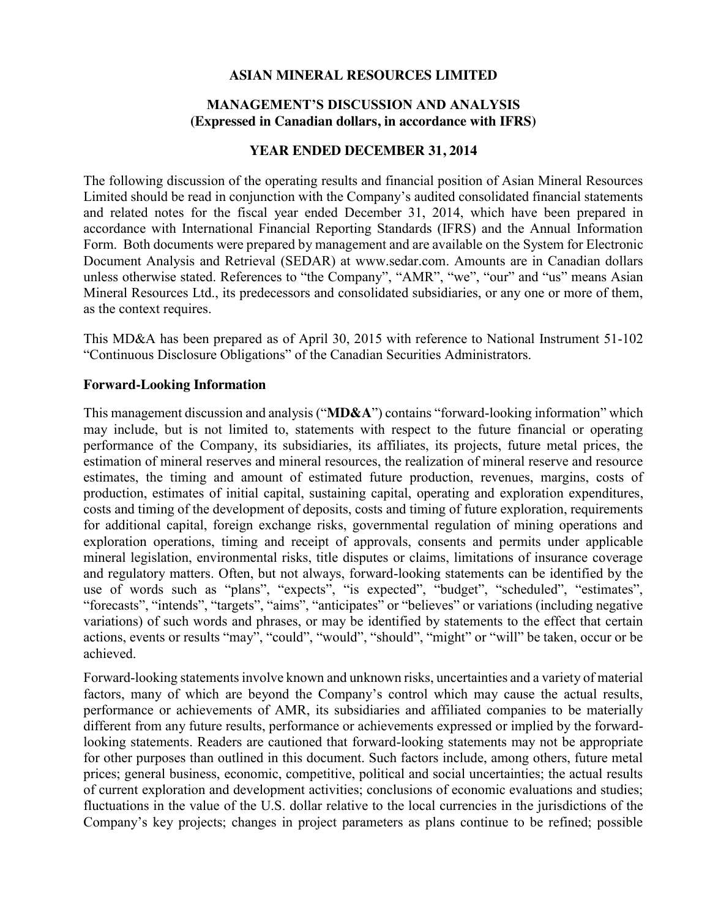# ASIAN MINERAL RESOURCES LIMITED

## MANAGEMENT'S DISCUSSION AND ANALYSIS (Expressed in Canadian dollars, in accordance with IFRS)

### YEAR ENDED DECEMBER 31, 2014

The following discussion of the operating results and financial position of Asian Mineral Resources Limited should be read in conjunction with the Company's audited consolidated financial statements and related notes for the fiscal year ended December 31, 2014, which have been prepared in accordance with International Financial Reporting Standards (IFRS) and the Annual Information Form. Both documents were prepared by management and are available on the System for Electronic Document Analysis and Retrieval (SEDAR) at www.sedar.com. Amounts are in Canadian dollars unless otherwise stated. References to "the Company", "AMR", "we", "our" and "us" means Asian Mineral Resources Ltd., its predecessors and consolidated subsidiaries, or any one or more of them, as the context requires.

This MD&A has been prepared as of April 30, 2015 with reference to National Instrument 51-102 "Continuous Disclosure Obligations" of the Canadian Securities Administrators.

**Forward-Looking Information**

This management discussion and analysis ("**MD&A**") contains "forward-looking information" which may include, but is not limited to, statements with respect to the future financial or operating performance of the Company, its subsidiaries, its affiliates, its projects, future metal prices, the estimation of mineral reserves and mineral resources, the realization of mineral reserve and resource estimates, the timing and amount of estimated future production, revenues, margins, costs of production, estimates of initial capital, sustaining capital, operating and exploration expenditures, costs and timing of the development of deposits, costs and timing of future exploration, requirements for additional capital, foreign exchange risks, governmental regulation of mining operations and exploration operations, timing and receipt of approvals, consents and permits under applicable mineral legislation, environmental risks, title disputes or claims, limitations of insurance coverage and regulatory matters. Often, but not always, forward-looking statements can be identified by the use of words such as "plans", "expects", "is expected", "budget", "scheduled", "estimates", "forecasts", "intends", "targets", "aims", "anticipates" or "believes" or variations (including negative variations) of such words and phrases, or may be identified by statements to the effect that certain actions, events or results "may", "could", "would", "should", "might" or "will" be taken, occur or be achieved.

Forward-looking statements involve known and unknown risks, uncertainties and a variety of material factors, many of which are beyond the Company's control which may cause the actual results, performance or achievements of AMR, its subsidiaries and affiliated companies to be materially different from any future results, performance or achievements expressed or implied by the forward-looking statements. Readers are cautioned that forward-looking statements may not be appropriate for other purposes than outlined in this document. Such factors include, among others, future metal prices; general business, economic, competitive, political and social uncertainties; the actual results of current exploration and development activities; conclusions of economic evaluations and studies; fluctuations in the value of the U.S. dollar relative to the local currencies in the jurisdictions of the Company's key projects; changes in project parameters as plans continue to be refined; possible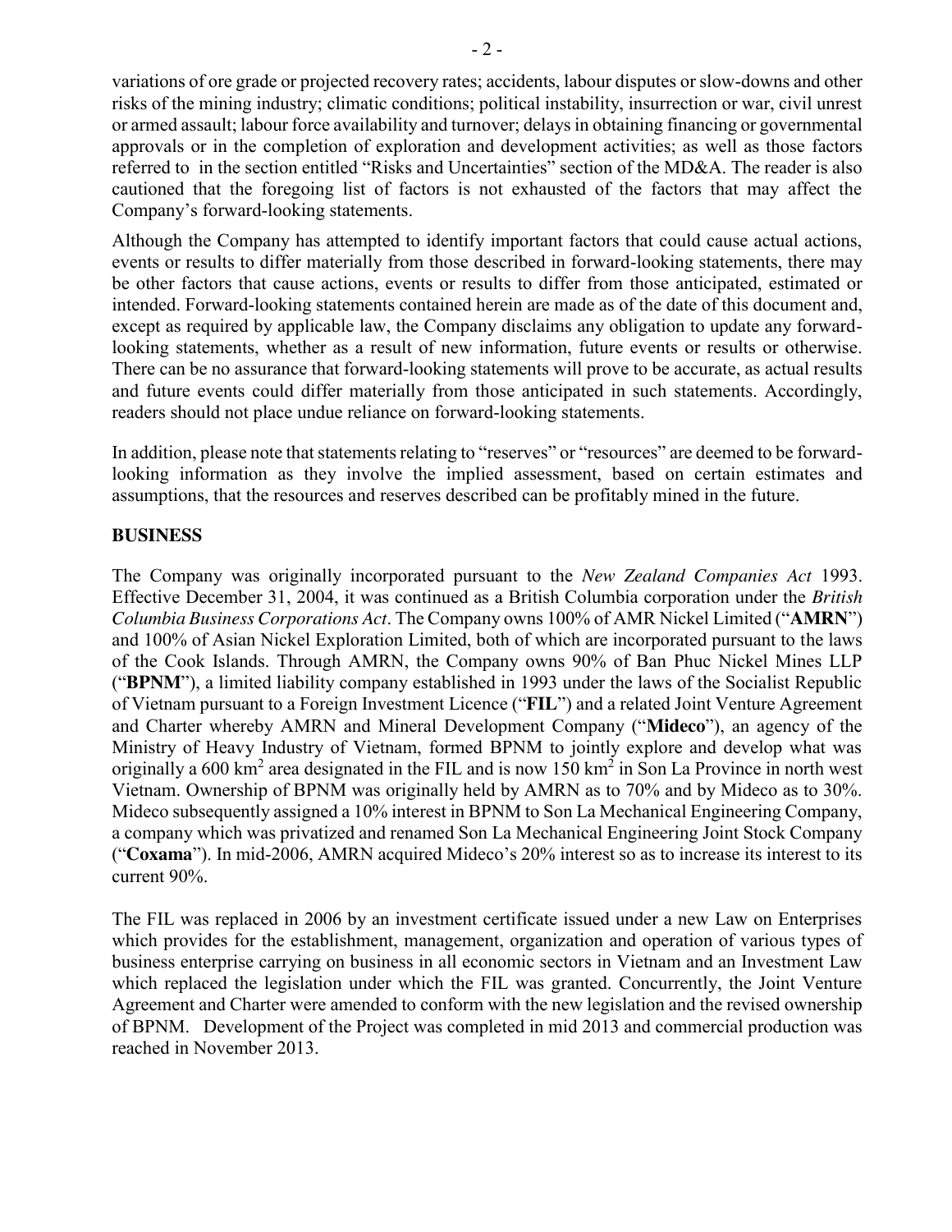variations of ore grade or projected recovery rates; accidents, labour disputes or slow-downs and other risks of the mining industry; climatic conditions; political instability, insurrection or war, civil unrest or armed assault; labour force availability and turnover; delays in obtaining financing or governmental approvals or in the completion of exploration and development activities; as well as those factors referred to in the section entitled "Risks and Uncertainties" section of the MD&A. The reader is also cautioned that the foregoing list of factors is not exhausted of the factors that may affect the Company's forward-looking statements.

Although the Company has attempted to identify important factors that could cause actual actions, events or results to differ materially from those described in forward-looking statements, there may be other factors that cause actions, events or results to differ from those anticipated, estimated or intended. Forward-looking statements contained herein are made as of the date of this document and, except as required by applicable law, the Company disclaims any obligation to update any forward-looking statements, whether as a result of new information, future events or results or otherwise. There can be no assurance that forward-looking statements will prove to be accurate, as actual results and future events could differ materially from those anticipated in such statements. Accordingly, readers should not place undue reliance on forward-looking statements.

In addition, please note that statements relating to "reserves" or "resources" are deemed to be forward-looking information as they involve the implied assessment, based on certain estimates and assumptions, that the resources and reserves described can be profitably mined in the future.

## BUSINESS

The Company was originally incorporated pursuant to the *New Zealand Companies Act* 1993. Effective December 31, 2004, it was continued as a British Columbia corporation under the *British Columbia Business Corporations Act*. The Company owns 100% of AMR Nickel Limited ("**AMRN**") and 100% of Asian Nickel Exploration Limited, both of which are incorporated pursuant to the laws of the Cook Islands. Through AMRN, the Company owns 90% of Ban Phuc Nickel Mines LLP ("**BPNM**"), a limited liability company established in 1993 under the laws of the Socialist Republic of Vietnam pursuant to a Foreign Investment Licence ("**FIL**") and a related Joint Venture Agreement and Charter whereby AMRN and Mineral Development Company ("**Mideco**"), an agency of the Ministry of Heavy Industry of Vietnam, formed BPNM to jointly explore and develop what was originally a 600 km$^2$ area designated in the FIL and is now 150 km$^2$ in Son La Province in north west Vietnam. Ownership of BPNM was originally held by AMRN as to 70% and by Mideco as to 30%. Mideco subsequently assigned a 10% interest in BPNM to Son La Mechanical Engineering Company, a company which was privatized and renamed Son La Mechanical Engineering Joint Stock Company ("**Coxama**"). In mid-2006, AMRN acquired Mideco's 20% interest so as to increase its interest to its current 90%.

The FIL was replaced in 2006 by an investment certificate issued under a new Law on Enterprises which provides for the establishment, management, organization and operation of various types of business enterprise carrying on business in all economic sectors in Vietnam and an Investment Law which replaced the legislation under which the FIL was granted. Concurrently, the Joint Venture Agreement and Charter were amended to conform with the new legislation and the revised ownership of BPNM. Development of the Project was completed in mid 2013 and commercial production was reached in November 2013.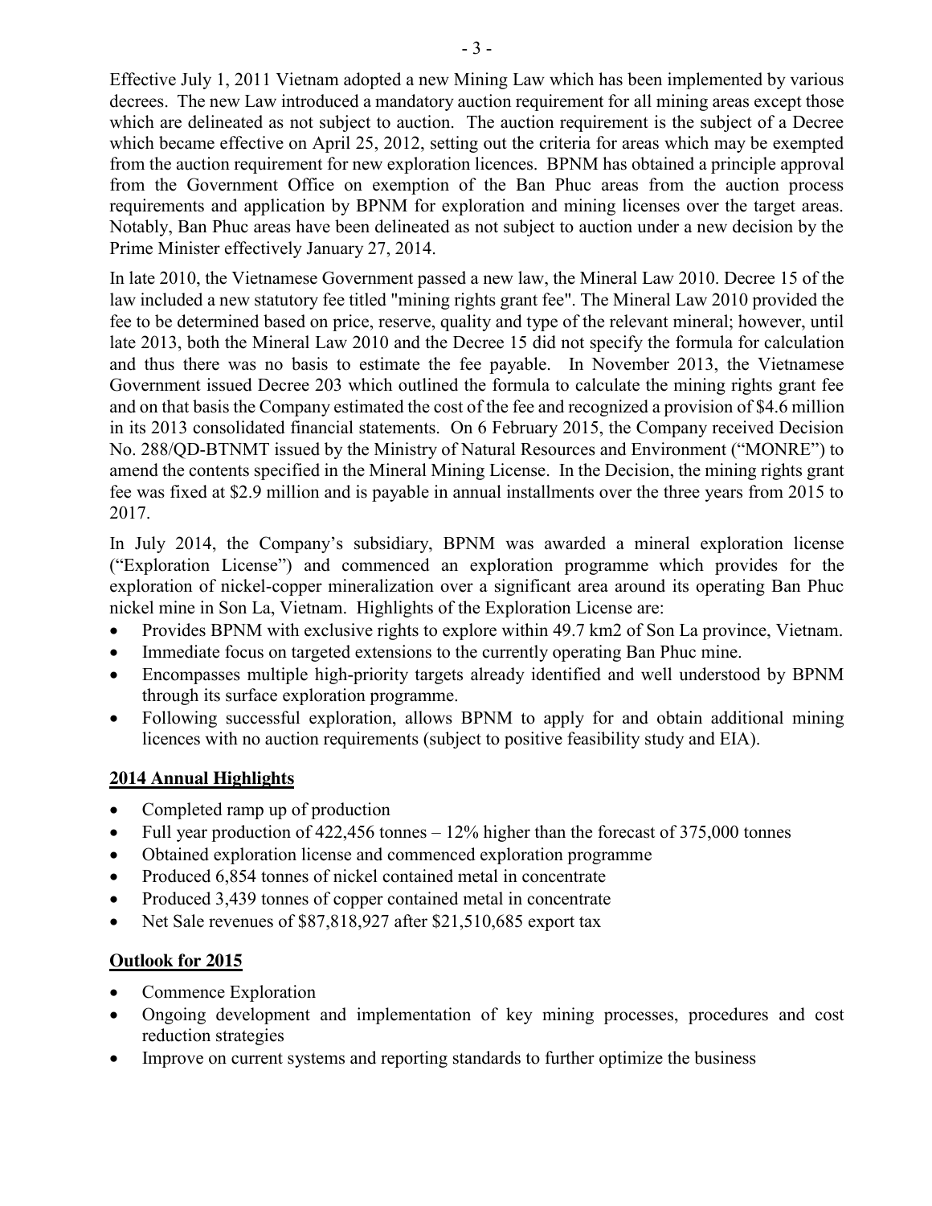Effective July 1, 2011 Vietnam adopted a new Mining Law which has been implemented by various decrees. The new Law introduced a mandatory auction requirement for all mining areas except those which are delineated as not subject to auction. The auction requirement is the subject of a Decree which became effective on April 25, 2012, setting out the criteria for areas which may be exempted from the auction requirement for new exploration licences. BPNM has obtained a principle approval from the Government Office on exemption of the Ban Phuc areas from the auction process requirements and application by BPNM for exploration and mining licenses over the target areas. Notably, Ban Phuc areas have been delineated as not subject to auction under a new decision by the Prime Minister effectively January 27, 2014.

In late 2010, the Vietnamese Government passed a new law, the Mineral Law 2010. Decree 15 of the law included a new statutory fee titled "mining rights grant fee". The Mineral Law 2010 provided the fee to be determined based on price, reserve, quality and type of the relevant mineral; however, until late 2013, both the Mineral Law 2010 and the Decree 15 did not specify the formula for calculation and thus there was no basis to estimate the fee payable. In November 2013, the Vietnamese Government issued Decree 203 which outlined the formula to calculate the mining rights grant fee and on that basis the Company estimated the cost of the fee and recognized a provision of $4.6 million in its 2013 consolidated financial statements. On 6 February 2015, the Company received Decision No. 288/QD-BTNMT issued by the Ministry of Natural Resources and Environment ("MONRE") to amend the contents specified in the Mineral Mining License. In the Decision, the mining rights grant fee was fixed at $2.9 million and is payable in annual installments over the three years from 2015 to 2017.

In July 2014, the Company's subsidiary, BPNM was awarded a mineral exploration license ("Exploration License") and commenced an exploration programme which provides for the exploration of nickel-copper mineralization over a significant area around its operating Ban Phuc nickel mine in Son La, Vietnam. Highlights of the Exploration License are:

- Provides BPNM with exclusive rights to explore within 49.7 km2 of Son La province, Vietnam.
- Immediate focus on targeted extensions to the currently operating Ban Phuc mine.
- Encompasses multiple high-priority targets already identified and well understood by BPNM through its surface exploration programme.
- Following successful exploration, allows BPNM to apply for and obtain additional mining licences with no auction requirements (subject to positive feasibility study and EIA).

## 2014 Annual Highlights

- Completed ramp up of production
- Full year production of 422,456 tonnes – 12% higher than the forecast of 375,000 tonnes
- Obtained exploration license and commenced exploration programme
- Produced 6,854 tonnes of nickel contained metal in concentrate
- Produced 3,439 tonnes of copper contained metal in concentrate
- Net Sale revenues of $87,818,927 after $21,510,685 export tax

## Outlook for 2015

- Commence Exploration
- Ongoing development and implementation of key mining processes, procedures and cost reduction strategies
- Improve on current systems and reporting standards to further optimize the business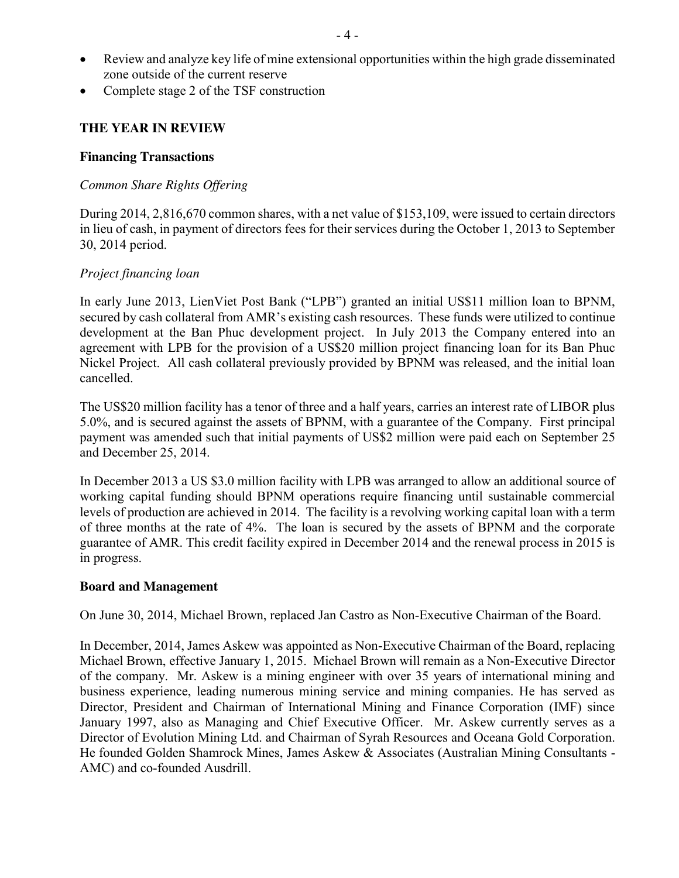- Review and analyze key life of mine extensional opportunities within the high grade disseminated zone outside of the current reserve
- Complete stage 2 of the TSF construction

## THE YEAR IN REVIEW

### Financing Transactions

*Common Share Rights Offering*

During 2014, 2,816,670 common shares, with a net value of $153,109, were issued to certain directors in lieu of cash, in payment of directors fees for their services during the October 1, 2013 to September 30, 2014 period.

*Project financing loan*

In early June 2013, LienViet Post Bank ("LPB") granted an initial US$11 million loan to BPNM, secured by cash collateral from AMR's existing cash resources. These funds were utilized to continue development at the Ban Phuc development project. In July 2013 the Company entered into an agreement with LPB for the provision of a US$20 million project financing loan for its Ban Phuc Nickel Project. All cash collateral previously provided by BPNM was released, and the initial loan cancelled.

The US$20 million facility has a tenor of three and a half years, carries an interest rate of LIBOR plus 5.0%, and is secured against the assets of BPNM, with a guarantee of the Company. First principal payment was amended such that initial payments of US$2 million were paid each on September 25 and December 25, 2014.

In December 2013 a US $3.0 million facility with LPB was arranged to allow an additional source of working capital funding should BPNM operations require financing until sustainable commercial levels of production are achieved in 2014. The facility is a revolving working capital loan with a term of three months at the rate of 4%. The loan is secured by the assets of BPNM and the corporate guarantee of AMR. This credit facility expired in December 2014 and the renewal process in 2015 is in progress.

### Board and Management

On June 30, 2014, Michael Brown, replaced Jan Castro as Non-Executive Chairman of the Board.

In December, 2014, James Askew was appointed as Non-Executive Chairman of the Board, replacing Michael Brown, effective January 1, 2015. Michael Brown will remain as a Non-Executive Director of the company. Mr. Askew is a mining engineer with over 35 years of international mining and business experience, leading numerous mining service and mining companies. He has served as Director, President and Chairman of International Mining and Finance Corporation (IMF) since January 1997, also as Managing and Chief Executive Officer. Mr. Askew currently serves as a Director of Evolution Mining Ltd. and Chairman of Syrah Resources and Oceana Gold Corporation. He founded Golden Shamrock Mines, James Askew & Associates (Australian Mining Consultants - AMC) and co-founded Ausdrill.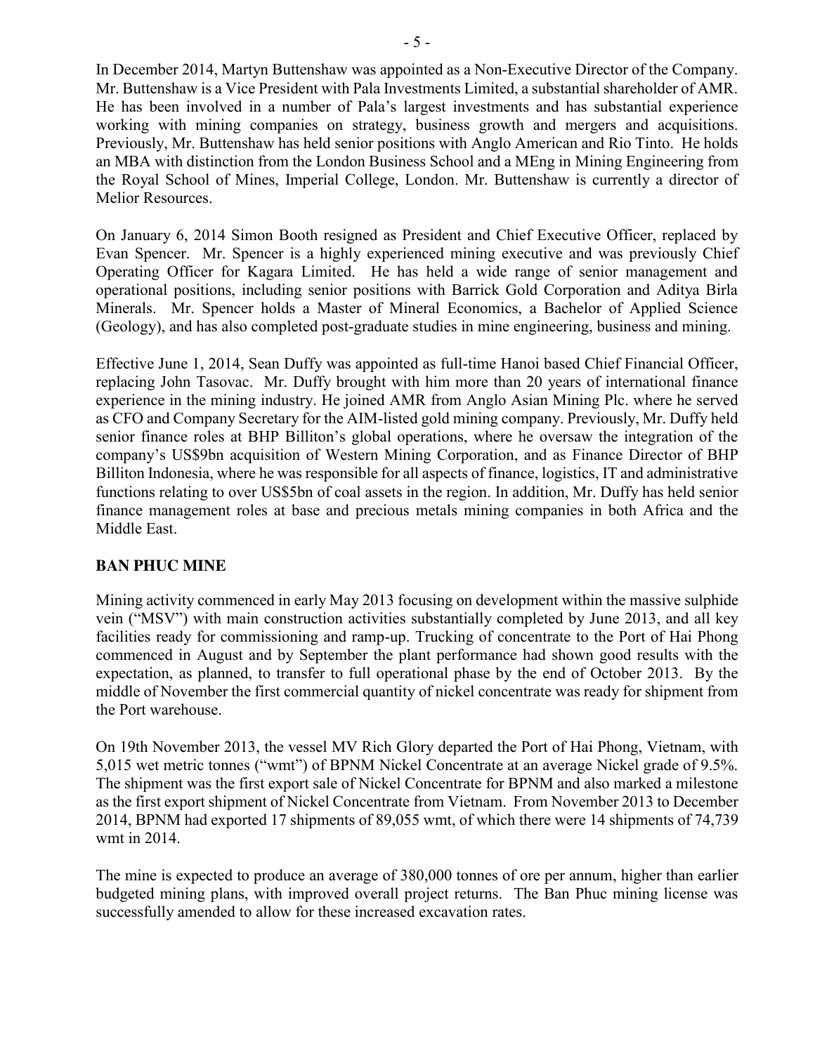In December 2014, Martyn Buttenshaw was appointed as a Non-Executive Director of the Company. Mr. Buttenshaw is a Vice President with Pala Investments Limited, a substantial shareholder of AMR. He has been involved in a number of Pala's largest investments and has substantial experience working with mining companies on strategy, business growth and mergers and acquisitions. Previously, Mr. Buttenshaw has held senior positions with Anglo American and Rio Tinto. He holds an MBA with distinction from the London Business School and a MEng in Mining Engineering from the Royal School of Mines, Imperial College, London. Mr. Buttenshaw is currently a director of Melior Resources.

On January 6, 2014 Simon Booth resigned as President and Chief Executive Officer, replaced by Evan Spencer. Mr. Spencer is a highly experienced mining executive and was previously Chief Operating Officer for Kagara Limited. He has held a wide range of senior management and operational positions, including senior positions with Barrick Gold Corporation and Aditya Birla Minerals. Mr. Spencer holds a Master of Mineral Economics, a Bachelor of Applied Science (Geology), and has also completed post-graduate studies in mine engineering, business and mining.

Effective June 1, 2014, Sean Duffy was appointed as full-time Hanoi based Chief Financial Officer, replacing John Tasovac. Mr. Duffy brought with him more than 20 years of international finance experience in the mining industry. He joined AMR from Anglo Asian Mining Plc. where he served as CFO and Company Secretary for the AIM-listed gold mining company. Previously, Mr. Duffy held senior finance roles at BHP Billiton's global operations, where he oversaw the integration of the company's US$9bn acquisition of Western Mining Corporation, and as Finance Director of BHP Billiton Indonesia, where he was responsible for all aspects of finance, logistics, IT and administrative functions relating to over US$5bn of coal assets in the region. In addition, Mr. Duffy has held senior finance management roles at base and precious metals mining companies in both Africa and the Middle East.

## BAN PHUC MINE

Mining activity commenced in early May 2013 focusing on development within the massive sulphide vein ("MSV") with main construction activities substantially completed by June 2013, and all key facilities ready for commissioning and ramp-up. Trucking of concentrate to the Port of Hai Phong commenced in August and by September the plant performance had shown good results with the expectation, as planned, to transfer to full operational phase by the end of October 2013. By the middle of November the first commercial quantity of nickel concentrate was ready for shipment from the Port warehouse.

On 19th November 2013, the vessel MV Rich Glory departed the Port of Hai Phong, Vietnam, with 5,015 wet metric tonnes ("wmt") of BPNM Nickel Concentrate at an average Nickel grade of 9.5%. The shipment was the first export sale of Nickel Concentrate for BPNM and also marked a milestone as the first export shipment of Nickel Concentrate from Vietnam. From November 2013 to December 2014, BPNM had exported 17 shipments of 89,055 wmt, of which there were 14 shipments of 74,739 wmt in 2014.

The mine is expected to produce an average of 380,000 tonnes of ore per annum, higher than earlier budgeted mining plans, with improved overall project returns. The Ban Phuc mining license was successfully amended to allow for these increased excavation rates.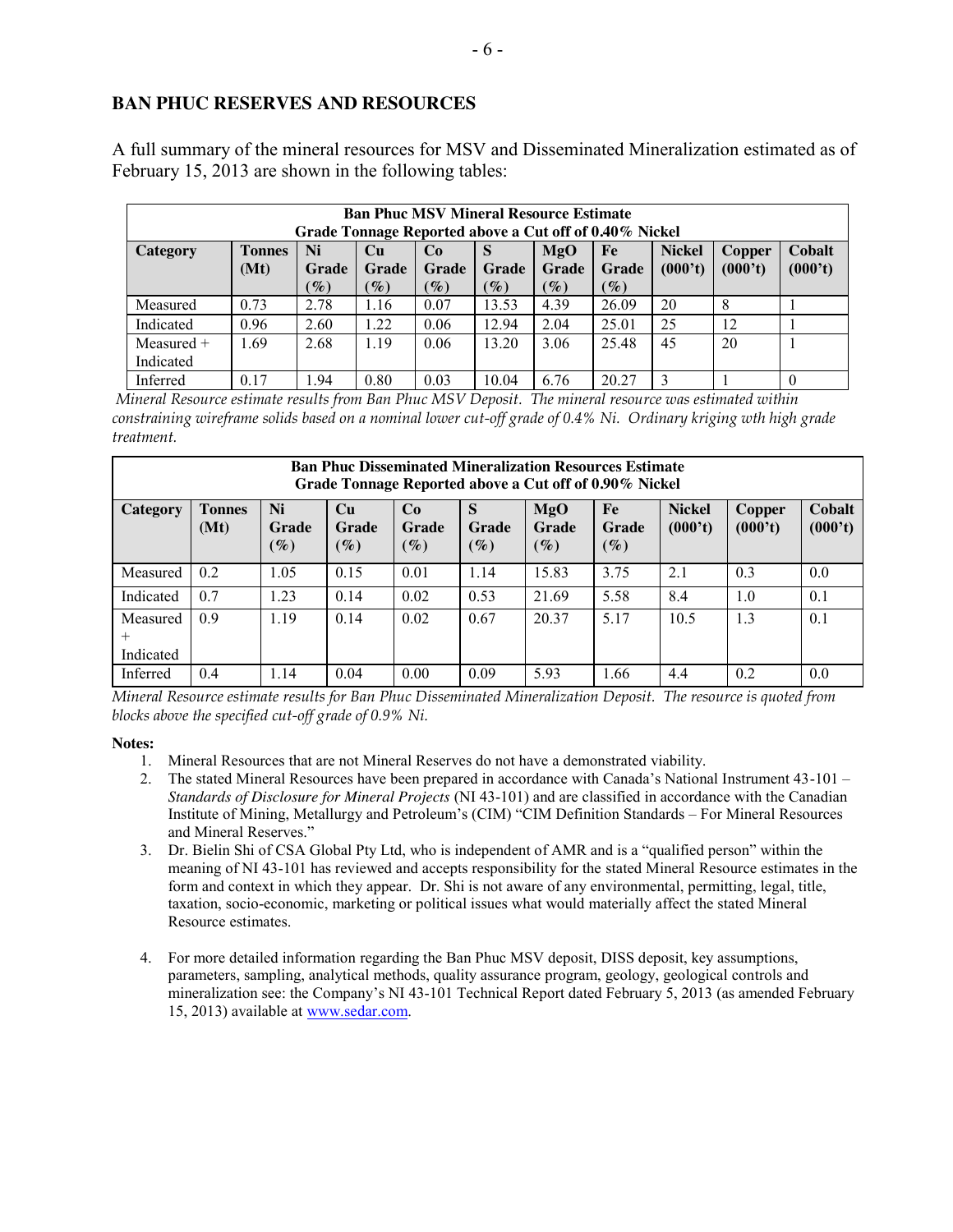## BAN PHUC RESERVES AND RESOURCES

A full summary of the mineral resources for MSV and Disseminated Mineralization estimated as of February 15, 2013 are shown in the following tables:

| **Ban Phuc MSV Mineral Resource Estimate Grade Tonnage Reported above a Cut off of 0.40% Nickel** | | | | | | | | | | |
|---|---|---|---|---|---|---|---|---|---|---|
| **Category** | **Tonnes (Mt)** | **Ni Grade (%)** | **Cu Grade (%)** | **Co Grade (%)** | **S Grade (%)** | **MgO Grade (%)** | **Fe Grade (%)** | **Nickel (000't)** | **Copper (000't)** | **Cobalt (000't)** |
| Measured | 0.73 | 2.78 | 1.16 | 0.07 | 13.53 | 4.39 | 26.09 | 20 | 8 | 1 |
| Indicated | 0.96 | 2.60 | 1.22 | 0.06 | 12.94 | 2.04 | 25.01 | 25 | 12 | 1 |
| Measured + Indicated | 1.69 | 2.68 | 1.19 | 0.06 | 13.20 | 3.06 | 25.48 | 45 | 20 | 1 |
| Inferred | 0.17 | 1.94 | 0.80 | 0.03 | 10.04 | 6.76 | 20.27 | 3 | 1 | 0 |

*Mineral Resource estimate results from Ban Phuc MSV Deposit. The mineral resource was estimated within constraining wireframe solids based on a nominal lower cut-off grade of 0.4% Ni. Ordinary kriging wth high grade treatment.*

| **Ban Phuc Disseminated Mineralization Resources Estimate Grade Tonnage Reported above a Cut off of 0.90% Nickel** | | | | | | | | | | |
|---|---|---|---|---|---|---|---|---|---|---|
| **Category** | **Tonnes (Mt)** | **Ni Grade (%)** | **Cu Grade (%)** | **Co Grade (%)** | **S Grade (%)** | **MgO Grade (%)** | **Fe Grade (%)** | **Nickel (000't)** | **Copper (000't)** | **Cobalt (000't)** |
| Measured | 0.2 | 1.05 | 0.15 | 0.01 | 1.14 | 15.83 | 3.75 | 2.1 | 0.3 | 0.0 |
| Indicated | 0.7 | 1.23 | 0.14 | 0.02 | 0.53 | 21.69 | 5.58 | 8.4 | 1.0 | 0.1 |
| Measured + Indicated | 0.9 | 1.19 | 0.14 | 0.02 | 0.67 | 20.37 | 5.17 | 10.5 | 1.3 | 0.1 |
| Inferred | 0.4 | 1.14 | 0.04 | 0.00 | 0.09 | 5.93 | 1.66 | 4.4 | 0.2 | 0.0 |

*Mineral Resource estimate results for Ban Phuc Disseminated Mineralization Deposit. The resource is quoted from blocks above the specified cut-off grade of 0.9% Ni.*

**Notes:**

1. Mineral Resources that are not Mineral Reserves do not have a demonstrated viability.
2. The stated Mineral Resources have been prepared in accordance with Canada's National Instrument 43-101 – *Standards of Disclosure for Mineral Projects* (NI 43-101) and are classified in accordance with the Canadian Institute of Mining, Metallurgy and Petroleum's (CIM) "CIM Definition Standards – For Mineral Resources and Mineral Reserves."
3. Dr. Bielin Shi of CSA Global Pty Ltd, who is independent of AMR and is a "qualified person" within the meaning of NI 43-101 has reviewed and accepts responsibility for the stated Mineral Resource estimates in the form and context in which they appear. Dr. Shi is not aware of any environmental, permitting, legal, title, taxation, socio-economic, marketing or political issues what would materially affect the stated Mineral Resource estimates.
4. For more detailed information regarding the Ban Phuc MSV deposit, DISS deposit, key assumptions, parameters, sampling, analytical methods, quality assurance program, geology, geological controls and mineralization see: the Company's NI 43-101 Technical Report dated February 5, 2013 (as amended February 15, 2013) available at www.sedar.com.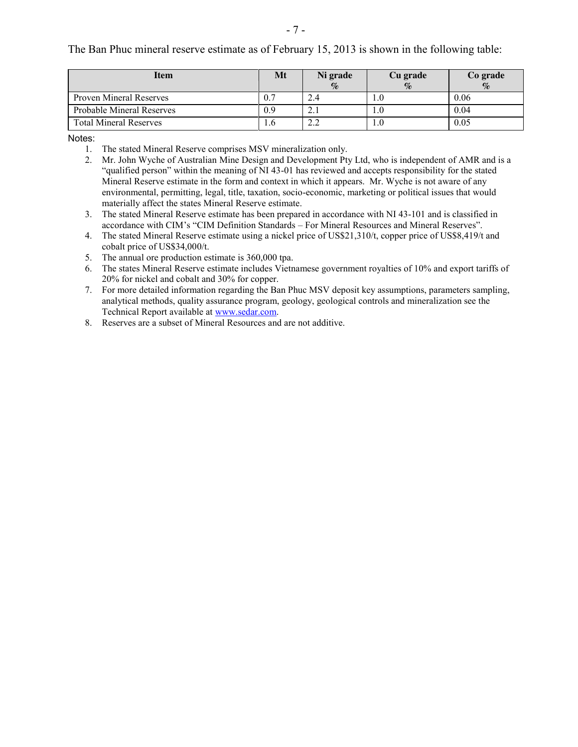The Ban Phuc mineral reserve estimate as of February 15, 2013 is shown in the following table:

| Item | Mt | Ni grade % | Cu grade % | Co grade % |
|---|---|---|---|---|
| Proven Mineral Reserves | 0.7 | 2.4 | 1.0 | 0.06 |
| Probable Mineral Reserves | 0.9 | 2.1 | 1.0 | 0.04 |
| Total Mineral Reserves | 1.6 | 2.2 | 1.0 | 0.05 |

Notes:

1. The stated Mineral Reserve comprises MSV mineralization only.
2. Mr. John Wyche of Australian Mine Design and Development Pty Ltd, who is independent of AMR and is a "qualified person" within the meaning of NI 43-01 has reviewed and accepts responsibility for the stated Mineral Reserve estimate in the form and context in which it appears. Mr. Wyche is not aware of any environmental, permitting, legal, title, taxation, socio-economic, marketing or political issues that would materially affect the states Mineral Reserve estimate.
3. The stated Mineral Reserve estimate has been prepared in accordance with NI 43-101 and is classified in accordance with CIM's "CIM Definition Standards – For Mineral Resources and Mineral Reserves".
4. The stated Mineral Reserve estimate using a nickel price of US$21,310/t, copper price of US$8,419/t and cobalt price of US$34,000/t.
5. The annual ore production estimate is 360,000 tpa.
6. The states Mineral Reserve estimate includes Vietnamese government royalties of 10% and export tariffs of 20% for nickel and cobalt and 30% for copper.
7. For more detailed information regarding the Ban Phuc MSV deposit key assumptions, parameters sampling, analytical methods, quality assurance program, geology, geological controls and mineralization see the Technical Report available at www.sedar.com.
8. Reserves are a subset of Mineral Resources and are not additive.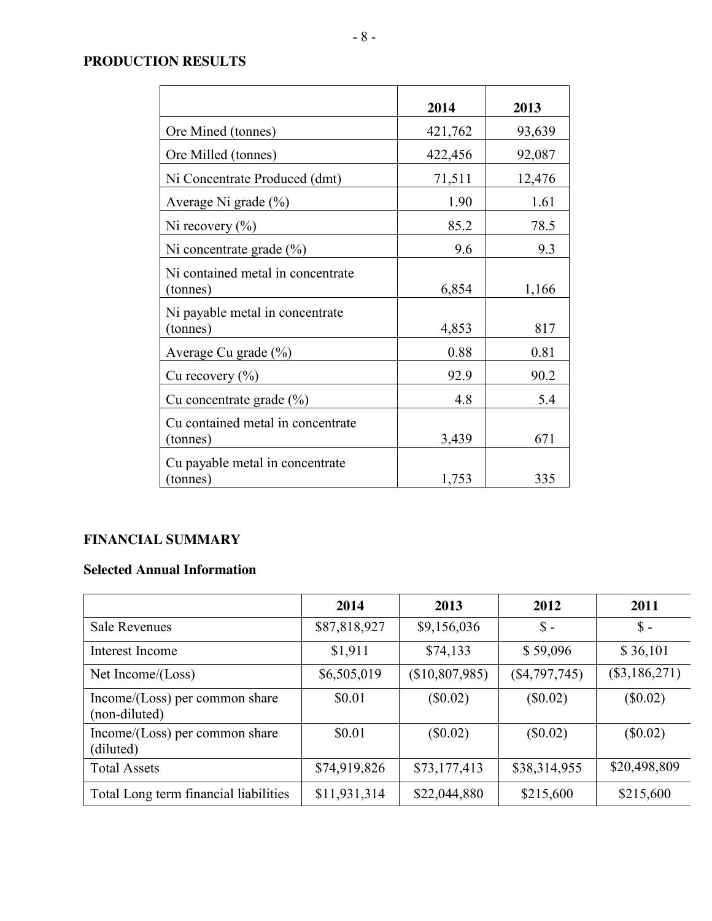## PRODUCTION RESULTS

| | 2014 | 2013 |
|---|---|---|
| Ore Mined (tonnes) | 421,762 | 93,639 |
| Ore Milled (tonnes) | 422,456 | 92,087 |
| Ni Concentrate Produced (dmt) | 71,511 | 12,476 |
| Average Ni grade (%) | 1.90 | 1.61 |
| Ni recovery (%) | 85.2 | 78.5 |
| Ni concentrate grade (%) | 9.6 | 9.3 |
| Ni contained metal in concentrate (tonnes) | 6,854 | 1,166 |
| Ni payable metal in concentrate (tonnes) | 4,853 | 817 |
| Average Cu grade (%) | 0.88 | 0.81 |
| Cu recovery (%) | 92.9 | 90.2 |
| Cu concentrate grade (%) | 4.8 | 5.4 |
| Cu contained metal in concentrate (tonnes) | 3,439 | 671 |
| Cu payable metal in concentrate (tonnes) | 1,753 | 335 |

## FINANCIAL SUMMARY

### Selected Annual Information

| | 2014 | 2013 | 2012 | 2011 |
|---|---|---|---|---|
| Sale Revenues | $87,818,927 | $9,156,036 | $ - | $ - |
| Interest Income | $1,911 | $74,133 | $ 59,096 | $ 36,101 |
| Net Income/(Loss) | $6,505,019 | ($10,807,985) | ($4,797,745) | ($3,186,271) |
| Income/(Loss) per common share (non-diluted) | $0.01 | ($0.02) | ($0.02) | ($0.02) |
| Income/(Loss) per common share (diluted) | $0.01 | ($0.02) | ($0.02) | ($0.02) |
| Total Assets | $74,919,826 | $73,177,413 | $38,314,955 | $20,498,809 |
| Total Long term financial liabilities | $11,931,314 | $22,044,880 | $215,600 | $215,600 |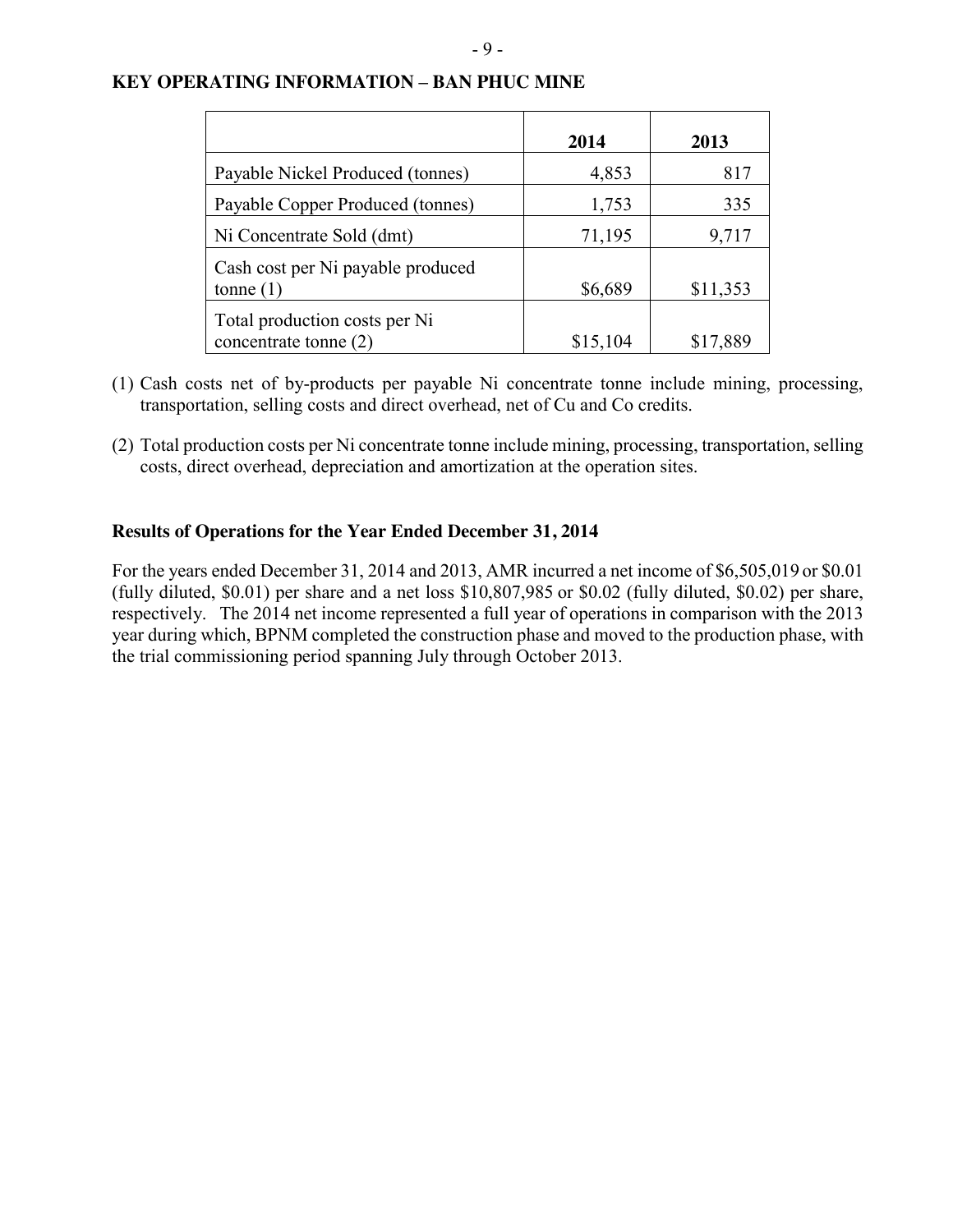## KEY OPERATING INFORMATION – BAN PHUC MINE

| | 2014 | 2013 |
|---|---|---|
| Payable Nickel Produced (tonnes) | 4,853 | 817 |
| Payable Copper Produced (tonnes) | 1,753 | 335 |
| Ni Concentrate Sold (dmt) | 71,195 | 9,717 |
| Cash cost per Ni payable produced tonne (1) | $6,689 | $11,353 |
| Total production costs per Ni concentrate tonne (2) | $15,104 | $17,889 |

(1) Cash costs net of by-products per payable Ni concentrate tonne include mining, processing, transportation, selling costs and direct overhead, net of Cu and Co credits.

(2) Total production costs per Ni concentrate tonne include mining, processing, transportation, selling costs, direct overhead, depreciation and amortization at the operation sites.

### Results of Operations for the Year Ended December 31, 2014

For the years ended December 31, 2014 and 2013, AMR incurred a net income of $6,505,019 or $0.01 (fully diluted, $0.01) per share and a net loss $10,807,985 or $0.02 (fully diluted, $0.02) per share, respectively. The 2014 net income represented a full year of operations in comparison with the 2013 year during which, BPNM completed the construction phase and moved to the production phase, with the trial commissioning period spanning July through October 2013.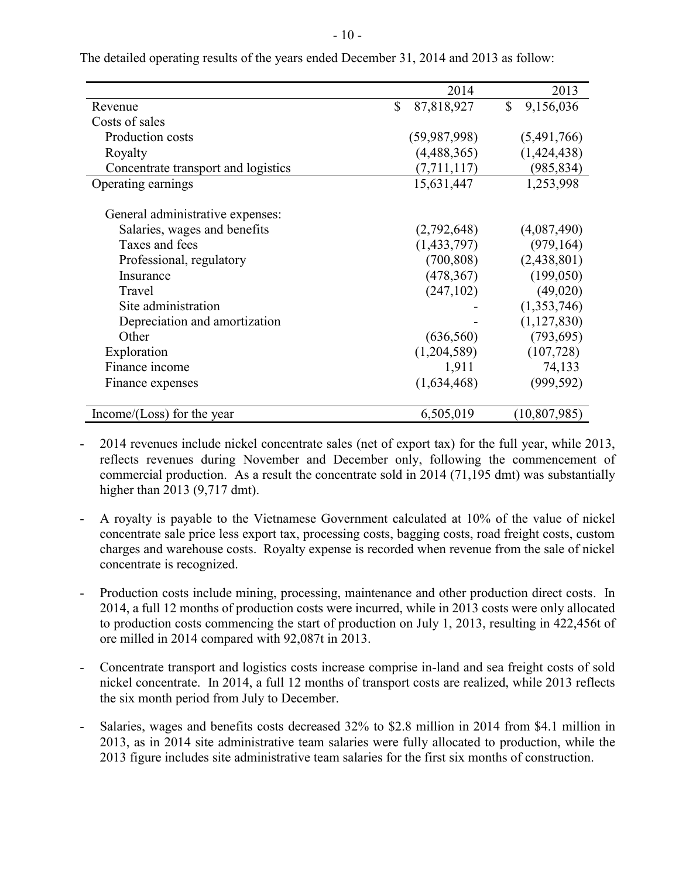The detailed operating results of the years ended December 31, 2014 and 2013 as follow:

| | 2014 | 2013 |
|---|---|---|
| Revenue | $ 87,818,927 | $ 9,156,036 |
| Costs of sales | | |
| Production costs | (59,987,998) | (5,491,766) |
| Royalty | (4,488,365) | (1,424,438) |
| Concentrate transport and logistics | (7,711,117) | (985,834) |
| Operating earnings | 15,631,447 | 1,253,998 |
| General administrative expenses: | | |
| Salaries, wages and benefits | (2,792,648) | (4,087,490) |
| Taxes and fees | (1,433,797) | (979,164) |
| Professional, regulatory | (700,808) | (2,438,801) |
| Insurance | (478,367) | (199,050) |
| Travel | (247,102) | (49,020) |
| Site administration | - | (1,353,746) |
| Depreciation and amortization | - | (1,127,830) |
| Other | (636,560) | (793,695) |
| Exploration | (1,204,589) | (107,728) |
| Finance income | 1,911 | 74,133 |
| Finance expenses | (1,634,468) | (999,592) |
| Income/(Loss) for the year | 6,505,019 | (10,807,985) |

- 2014 revenues include nickel concentrate sales (net of export tax) for the full year, while 2013, reflects revenues during November and December only, following the commencement of commercial production. As a result the concentrate sold in 2014 (71,195 dmt) was substantially higher than 2013 (9,717 dmt).

- A royalty is payable to the Vietnamese Government calculated at 10% of the value of nickel concentrate sale price less export tax, processing costs, bagging costs, road freight costs, custom charges and warehouse costs. Royalty expense is recorded when revenue from the sale of nickel concentrate is recognized.

- Production costs include mining, processing, maintenance and other production direct costs. In 2014, a full 12 months of production costs were incurred, while in 2013 costs were only allocated to production costs commencing the start of production on July 1, 2013, resulting in 422,456t of ore milled in 2014 compared with 92,087t in 2013.

- Concentrate transport and logistics costs increase comprise in-land and sea freight costs of sold nickel concentrate. In 2014, a full 12 months of transport costs are realized, while 2013 reflects the six month period from July to December.

- Salaries, wages and benefits costs decreased 32% to $2.8 million in 2014 from $4.1 million in 2013, as in 2014 site administrative team salaries were fully allocated to production, while the 2013 figure includes site administrative team salaries for the first six months of construction.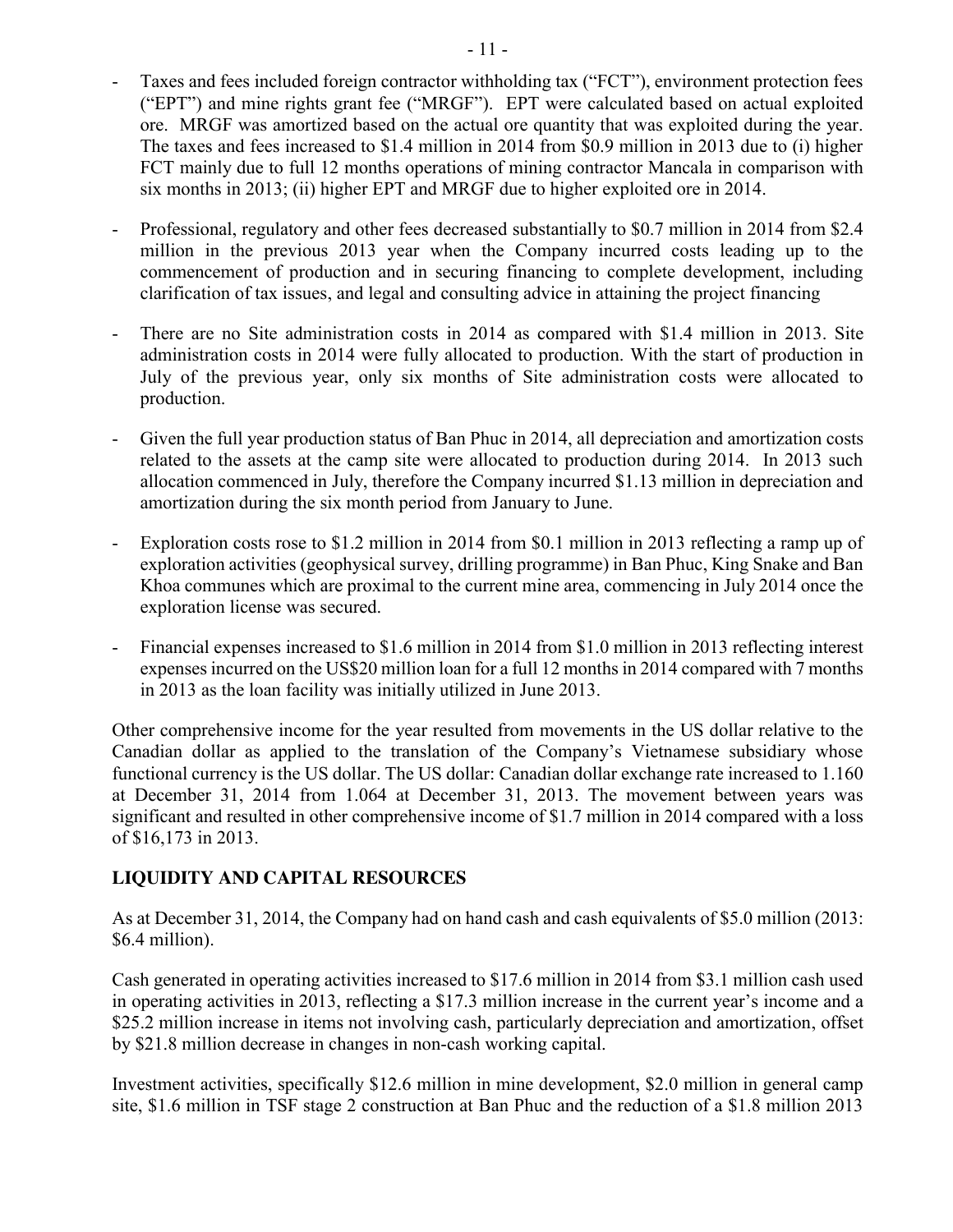- Taxes and fees included foreign contractor withholding tax ("FCT"), environment protection fees ("EPT") and mine rights grant fee ("MRGF"). EPT were calculated based on actual exploited ore. MRGF was amortized based on the actual ore quantity that was exploited during the year. The taxes and fees increased to $1.4 million in 2014 from $0.9 million in 2013 due to (i) higher FCT mainly due to full 12 months operations of mining contractor Mancala in comparison with six months in 2013; (ii) higher EPT and MRGF due to higher exploited ore in 2014.

- Professional, regulatory and other fees decreased substantially to $0.7 million in 2014 from $2.4 million in the previous 2013 year when the Company incurred costs leading up to the commencement of production and in securing financing to complete development, including clarification of tax issues, and legal and consulting advice in attaining the project financing

- There are no Site administration costs in 2014 as compared with $1.4 million in 2013. Site administration costs in 2014 were fully allocated to production. With the start of production in July of the previous year, only six months of Site administration costs were allocated to production.

- Given the full year production status of Ban Phuc in 2014, all depreciation and amortization costs related to the assets at the camp site were allocated to production during 2014. In 2013 such allocation commenced in July, therefore the Company incurred $1.13 million in depreciation and amortization during the six month period from January to June.

- Exploration costs rose to $1.2 million in 2014 from $0.1 million in 2013 reflecting a ramp up of exploration activities (geophysical survey, drilling programme) in Ban Phuc, King Snake and Ban Khoa communes which are proximal to the current mine area, commencing in July 2014 once the exploration license was secured.

- Financial expenses increased to $1.6 million in 2014 from $1.0 million in 2013 reflecting interest expenses incurred on the US$20 million loan for a full 12 months in 2014 compared with 7 months in 2013 as the loan facility was initially utilized in June 2013.

Other comprehensive income for the year resulted from movements in the US dollar relative to the Canadian dollar as applied to the translation of the Company's Vietnamese subsidiary whose functional currency is the US dollar. The US dollar: Canadian dollar exchange rate increased to 1.160 at December 31, 2014 from 1.064 at December 31, 2013. The movement between years was significant and resulted in other comprehensive income of $1.7 million in 2014 compared with a loss of $16,173 in 2013.

## LIQUIDITY AND CAPITAL RESOURCES

As at December 31, 2014, the Company had on hand cash and cash equivalents of $5.0 million (2013: $6.4 million).

Cash generated in operating activities increased to $17.6 million in 2014 from $3.1 million cash used in operating activities in 2013, reflecting a $17.3 million increase in the current year's income and a $25.2 million increase in items not involving cash, particularly depreciation and amortization, offset by $21.8 million decrease in changes in non-cash working capital.

Investment activities, specifically $12.6 million in mine development, $2.0 million in general camp site, $1.6 million in TSF stage 2 construction at Ban Phuc and the reduction of a $1.8 million 2013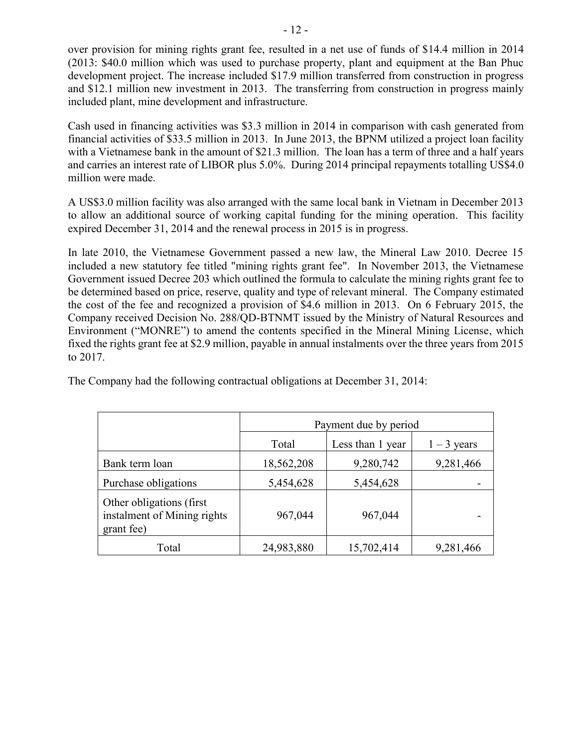over provision for mining rights grant fee, resulted in a net use of funds of $14.4 million in 2014 (2013: $40.0 million which was used to purchase property, plant and equipment at the Ban Phuc development project. The increase included $17.9 million transferred from construction in progress and $12.1 million new investment in 2013. The transferring from construction in progress mainly included plant, mine development and infrastructure.

Cash used in financing activities was $3.3 million in 2014 in comparison with cash generated from financial activities of $33.5 million in 2013. In June 2013, the BPNM utilized a project loan facility with a Vietnamese bank in the amount of $21.3 million. The loan has a term of three and a half years and carries an interest rate of LIBOR plus 5.0%. During 2014 principal repayments totalling US$4.0 million were made.

A US$3.0 million facility was also arranged with the same local bank in Vietnam in December 2013 to allow an additional source of working capital funding for the mining operation. This facility expired December 31, 2014 and the renewal process in 2015 is in progress.

In late 2010, the Vietnamese Government passed a new law, the Mineral Law 2010. Decree 15 included a new statutory fee titled "mining rights grant fee". In November 2013, the Vietnamese Government issued Decree 203 which outlined the formula to calculate the mining rights grant fee to be determined based on price, reserve, quality and type of relevant mineral. The Company estimated the cost of the fee and recognized a provision of $4.6 million in 2013. On 6 February 2015, the Company received Decision No. 288/QD-BTNMT issued by the Ministry of Natural Resources and Environment ("MONRE") to amend the contents specified in the Mineral Mining License, which fixed the rights grant fee at $2.9 million, payable in annual instalments over the three years from 2015 to 2017.

The Company had the following contractual obligations at December 31, 2014:

| | Payment due by period | | |
|---|---|---|---|
| | Total | Less than 1 year | 1 – 3 years |
| Bank term loan | 18,562,208 | 9,280,742 | 9,281,466 |
| Purchase obligations | 5,454,628 | 5,454,628 | - |
| Other obligations (first instalment of Mining rights grant fee) | 967,044 | 967,044 | - |
| Total | 24,983,880 | 15,702,414 | 9,281,466 |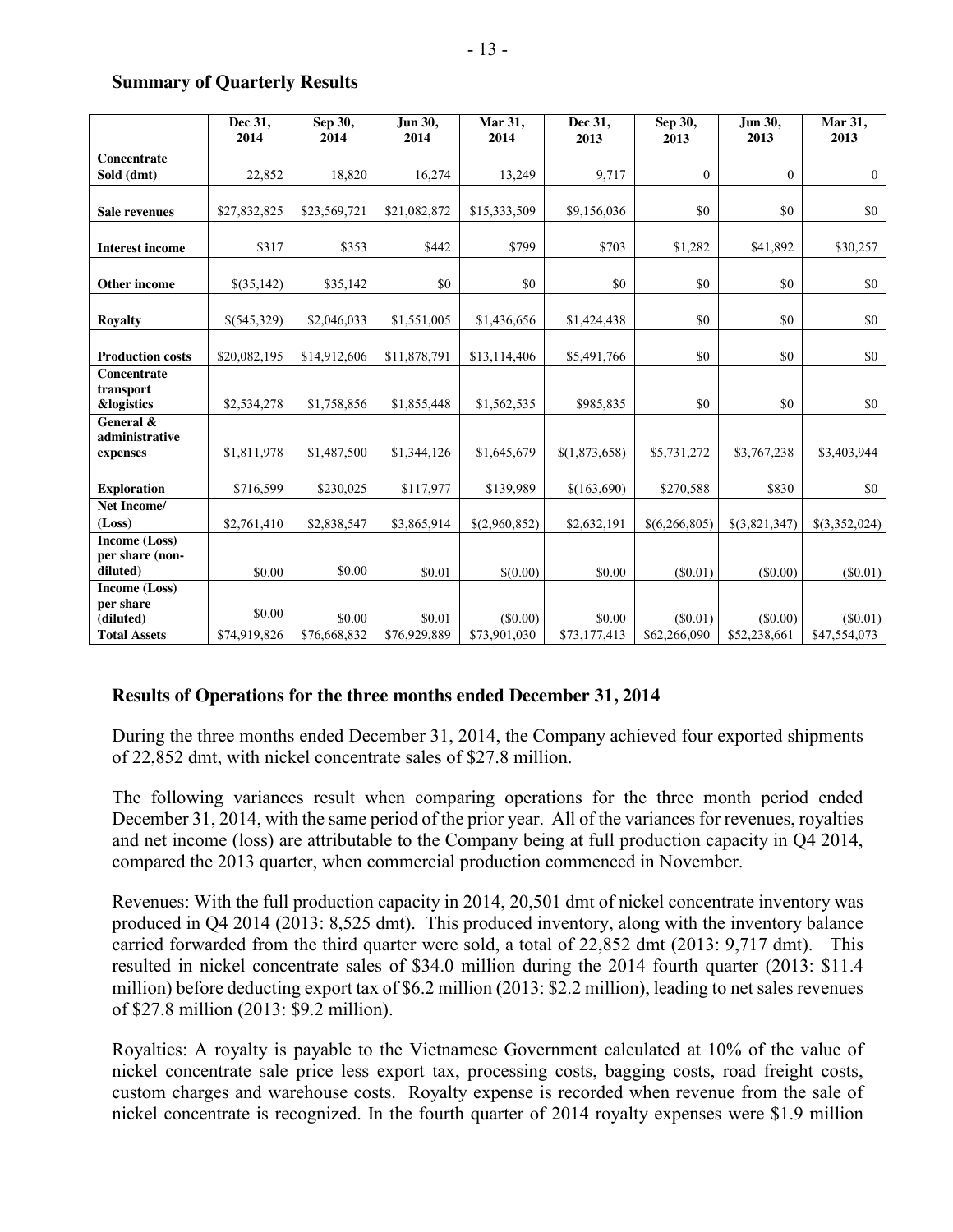## Summary of Quarterly Results

| | Dec 31, 2014 | Sep 30, 2014 | Jun 30, 2014 | Mar 31, 2014 | Dec 31, 2013 | Sep 30, 2013 | Jun 30, 2013 | Mar 31, 2013 |
|---|---|---|---|---|---|---|---|---|
| **Concentrate Sold (dmt)** | 22,852 | 18,820 | 16,274 | 13,249 | 9,717 | 0 | 0 | 0 |
| **Sale revenues** | $27,832,825 | $23,569,721 | $21,082,872 | $15,333,509 | $9,156,036 | $0 | $0 | $0 |
| **Interest income** | $317 | $353 | $442 | $799 | $703 | $1,282 | $41,892 | $30,257 |
| **Other income** | $(35,142) | $35,142 | $0 | $0 | $0 | $0 | $0 | $0 |
| **Royalty** | $(545,329) | $2,046,033 | $1,551,005 | $1,436,656 | $1,424,438 | $0 | $0 | $0 |
| **Production costs** | $20,082,195 | $14,912,606 | $11,878,791 | $13,114,406 | $5,491,766 | $0 | $0 | $0 |
| **Concentrate transport &logistics** | $2,534,278 | $1,758,856 | $1,855,448 | $1,562,535 | $985,835 | $0 | $0 | $0 |
| **General & administrative expenses** | $1,811,978 | $1,487,500 | $1,344,126 | $1,645,679 | $(1,873,658) | $5,731,272 | $3,767,238 | $3,403,944 |
| **Exploration** | $716,599 | $230,025 | $117,977 | $139,989 | $(163,690) | $270,588 | $830 | $0 |
| **Net Income/ (Loss)** | $2,761,410 | $2,838,547 | $3,865,914 | $(2,960,852) | $2,632,191 | $(6,266,805) | $(3,821,347) | $(3,352,024) |
| **Income (Loss) per share (non-diluted)** | $0.00 | $0.00 | $0.01 | $(0.00) | $0.00 | ($0.01) | ($0.00) | ($0.01) |
| **Income (Loss) per share (diluted)** | $0.00 | $0.00 | $0.01 | ($0.00) | $0.00 | ($0.01) | ($0.00) | ($0.01) |
| **Total Assets** | $74,919,826 | $76,668,832 | $76,929,889 | $73,901,030 | $73,177,413 | $62,266,090 | $52,238,661 | $47,554,073 |

## Results of Operations for the three months ended December 31, 2014

During the three months ended December 31, 2014, the Company achieved four exported shipments of 22,852 dmt, with nickel concentrate sales of $27.8 million.

The following variances result when comparing operations for the three month period ended December 31, 2014, with the same period of the prior year. All of the variances for revenues, royalties and net income (loss) are attributable to the Company being at full production capacity in Q4 2014, compared the 2013 quarter, when commercial production commenced in November.

Revenues: With the full production capacity in 2014, 20,501 dmt of nickel concentrate inventory was produced in Q4 2014 (2013: 8,525 dmt). This produced inventory, along with the inventory balance carried forwarded from the third quarter were sold, a total of 22,852 dmt (2013: 9,717 dmt). This resulted in nickel concentrate sales of $34.0 million during the 2014 fourth quarter (2013: $11.4 million) before deducting export tax of $6.2 million (2013: $2.2 million), leading to net sales revenues of $27.8 million (2013: $9.2 million).

Royalties: A royalty is payable to the Vietnamese Government calculated at 10% of the value of nickel concentrate sale price less export tax, processing costs, bagging costs, road freight costs, custom charges and warehouse costs. Royalty expense is recorded when revenue from the sale of nickel concentrate is recognized. In the fourth quarter of 2014 royalty expenses were $1.9 million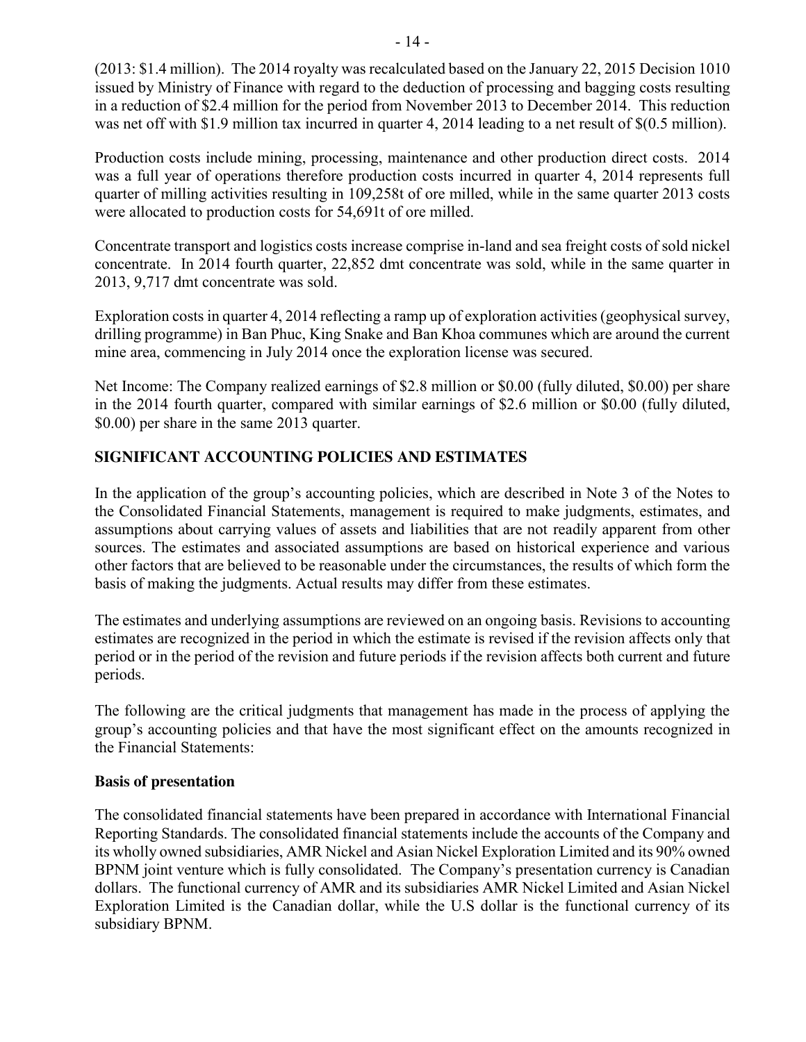(2013: $1.4 million). The 2014 royalty was recalculated based on the January 22, 2015 Decision 1010 issued by Ministry of Finance with regard to the deduction of processing and bagging costs resulting in a reduction of $2.4 million for the period from November 2013 to December 2014. This reduction was net off with $1.9 million tax incurred in quarter 4, 2014 leading to a net result of $(0.5 million).

Production costs include mining, processing, maintenance and other production direct costs. 2014 was a full year of operations therefore production costs incurred in quarter 4, 2014 represents full quarter of milling activities resulting in 109,258t of ore milled, while in the same quarter 2013 costs were allocated to production costs for 54,691t of ore milled.

Concentrate transport and logistics costs increase comprise in-land and sea freight costs of sold nickel concentrate. In 2014 fourth quarter, 22,852 dmt concentrate was sold, while in the same quarter in 2013, 9,717 dmt concentrate was sold.

Exploration costs in quarter 4, 2014 reflecting a ramp up of exploration activities (geophysical survey, drilling programme) in Ban Phuc, King Snake and Ban Khoa communes which are around the current mine area, commencing in July 2014 once the exploration license was secured.

Net Income: The Company realized earnings of $2.8 million or $0.00 (fully diluted, $0.00) per share in the 2014 fourth quarter, compared with similar earnings of $2.6 million or $0.00 (fully diluted, $0.00) per share in the same 2013 quarter.

## SIGNIFICANT ACCOUNTING POLICIES AND ESTIMATES

In the application of the group's accounting policies, which are described in Note 3 of the Notes to the Consolidated Financial Statements, management is required to make judgments, estimates, and assumptions about carrying values of assets and liabilities that are not readily apparent from other sources. The estimates and associated assumptions are based on historical experience and various other factors that are believed to be reasonable under the circumstances, the results of which form the basis of making the judgments. Actual results may differ from these estimates.

The estimates and underlying assumptions are reviewed on an ongoing basis. Revisions to accounting estimates are recognized in the period in which the estimate is revised if the revision affects only that period or in the period of the revision and future periods if the revision affects both current and future periods.

The following are the critical judgments that management has made in the process of applying the group's accounting policies and that have the most significant effect on the amounts recognized in the Financial Statements:

### Basis of presentation

The consolidated financial statements have been prepared in accordance with International Financial Reporting Standards. The consolidated financial statements include the accounts of the Company and its wholly owned subsidiaries, AMR Nickel and Asian Nickel Exploration Limited and its 90% owned BPNM joint venture which is fully consolidated. The Company's presentation currency is Canadian dollars. The functional currency of AMR and its subsidiaries AMR Nickel Limited and Asian Nickel Exploration Limited is the Canadian dollar, while the U.S dollar is the functional currency of its subsidiary BPNM.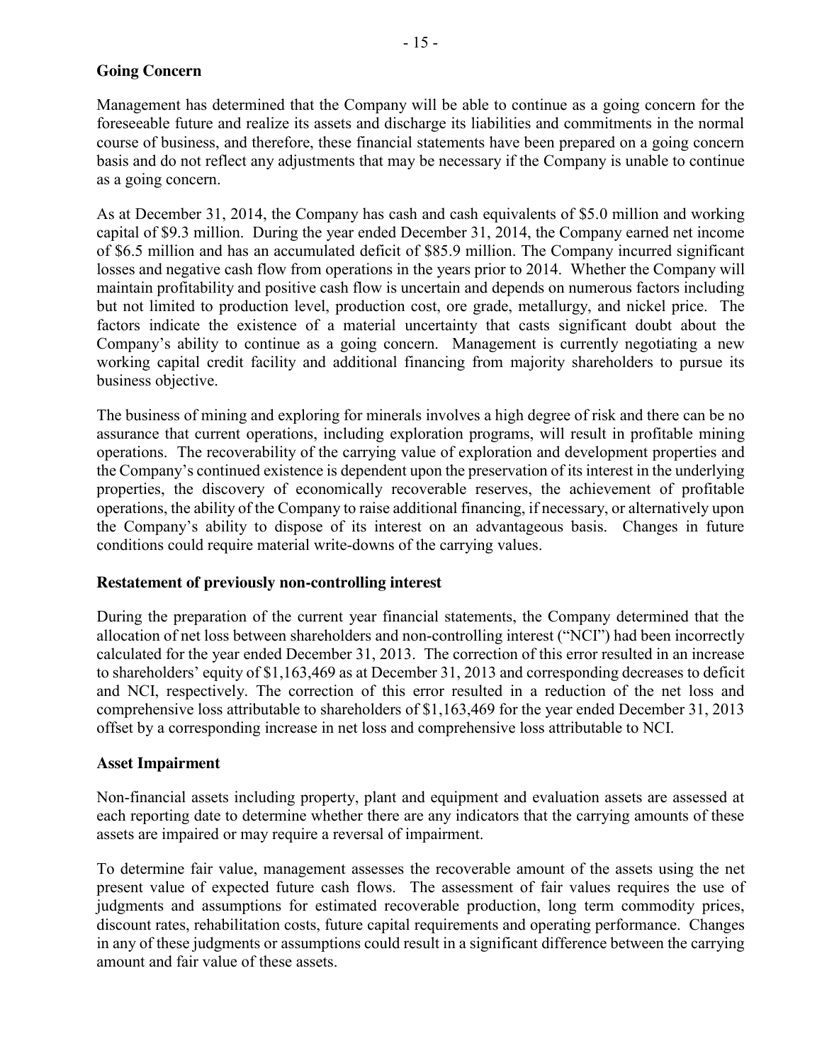## Going Concern

Management has determined that the Company will be able to continue as a going concern for the foreseeable future and realize its assets and discharge its liabilities and commitments in the normal course of business, and therefore, these financial statements have been prepared on a going concern basis and do not reflect any adjustments that may be necessary if the Company is unable to continue as a going concern.

As at December 31, 2014, the Company has cash and cash equivalents of $5.0 million and working capital of $9.3 million. During the year ended December 31, 2014, the Company earned net income of $6.5 million and has an accumulated deficit of $85.9 million. The Company incurred significant losses and negative cash flow from operations in the years prior to 2014. Whether the Company will maintain profitability and positive cash flow is uncertain and depends on numerous factors including but not limited to production level, production cost, ore grade, metallurgy, and nickel price. The factors indicate the existence of a material uncertainty that casts significant doubt about the Company's ability to continue as a going concern. Management is currently negotiating a new working capital credit facility and additional financing from majority shareholders to pursue its business objective.

The business of mining and exploring for minerals involves a high degree of risk and there can be no assurance that current operations, including exploration programs, will result in profitable mining operations. The recoverability of the carrying value of exploration and development properties and the Company's continued existence is dependent upon the preservation of its interest in the underlying properties, the discovery of economically recoverable reserves, the achievement of profitable operations, the ability of the Company to raise additional financing, if necessary, or alternatively upon the Company's ability to dispose of its interest on an advantageous basis. Changes in future conditions could require material write-downs of the carrying values.

## Restatement of previously non-controlling interest

During the preparation of the current year financial statements, the Company determined that the allocation of net loss between shareholders and non-controlling interest ("NCI") had been incorrectly calculated for the year ended December 31, 2013. The correction of this error resulted in an increase to shareholders' equity of $1,163,469 as at December 31, 2013 and corresponding decreases to deficit and NCI, respectively. The correction of this error resulted in a reduction of the net loss and comprehensive loss attributable to shareholders of $1,163,469 for the year ended December 31, 2013 offset by a corresponding increase in net loss and comprehensive loss attributable to NCI.

## Asset Impairment

Non-financial assets including property, plant and equipment and evaluation assets are assessed at each reporting date to determine whether there are any indicators that the carrying amounts of these assets are impaired or may require a reversal of impairment.

To determine fair value, management assesses the recoverable amount of the assets using the net present value of expected future cash flows. The assessment of fair values requires the use of judgments and assumptions for estimated recoverable production, long term commodity prices, discount rates, rehabilitation costs, future capital requirements and operating performance. Changes in any of these judgments or assumptions could result in a significant difference between the carrying amount and fair value of these assets.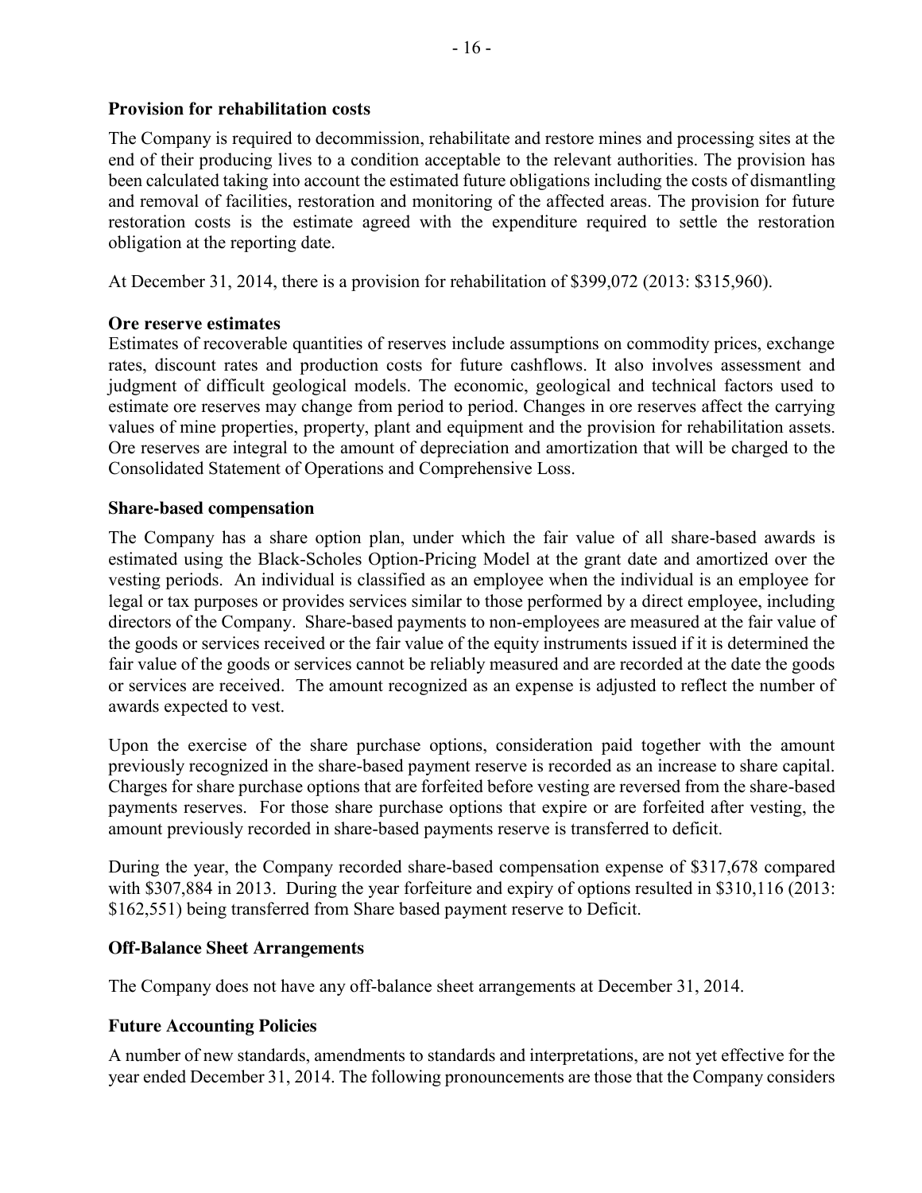### Provision for rehabilitation costs

The Company is required to decommission, rehabilitate and restore mines and processing sites at the end of their producing lives to a condition acceptable to the relevant authorities. The provision has been calculated taking into account the estimated future obligations including the costs of dismantling and removal of facilities, restoration and monitoring of the affected areas. The provision for future restoration costs is the estimate agreed with the expenditure required to settle the restoration obligation at the reporting date.

At December 31, 2014, there is a provision for rehabilitation of $399,072 (2013: $315,960).

### Ore reserve estimates

Estimates of recoverable quantities of reserves include assumptions on commodity prices, exchange rates, discount rates and production costs for future cashflows. It also involves assessment and judgment of difficult geological models. The economic, geological and technical factors used to estimate ore reserves may change from period to period. Changes in ore reserves affect the carrying values of mine properties, property, plant and equipment and the provision for rehabilitation assets. Ore reserves are integral to the amount of depreciation and amortization that will be charged to the Consolidated Statement of Operations and Comprehensive Loss.

### Share-based compensation

The Company has a share option plan, under which the fair value of all share-based awards is estimated using the Black-Scholes Option-Pricing Model at the grant date and amortized over the vesting periods. An individual is classified as an employee when the individual is an employee for legal or tax purposes or provides services similar to those performed by a direct employee, including directors of the Company. Share-based payments to non-employees are measured at the fair value of the goods or services received or the fair value of the equity instruments issued if it is determined the fair value of the goods or services cannot be reliably measured and are recorded at the date the goods or services are received. The amount recognized as an expense is adjusted to reflect the number of awards expected to vest.

Upon the exercise of the share purchase options, consideration paid together with the amount previously recognized in the share-based payment reserve is recorded as an increase to share capital. Charges for share purchase options that are forfeited before vesting are reversed from the share-based payments reserves. For those share purchase options that expire or are forfeited after vesting, the amount previously recorded in share-based payments reserve is transferred to deficit.

During the year, the Company recorded share-based compensation expense of $317,678 compared with $307,884 in 2013. During the year forfeiture and expiry of options resulted in $310,116 (2013: $162,551) being transferred from Share based payment reserve to Deficit.

### Off-Balance Sheet Arrangements

The Company does not have any off-balance sheet arrangements at December 31, 2014.

### Future Accounting Policies

A number of new standards, amendments to standards and interpretations, are not yet effective for the year ended December 31, 2014. The following pronouncements are those that the Company considers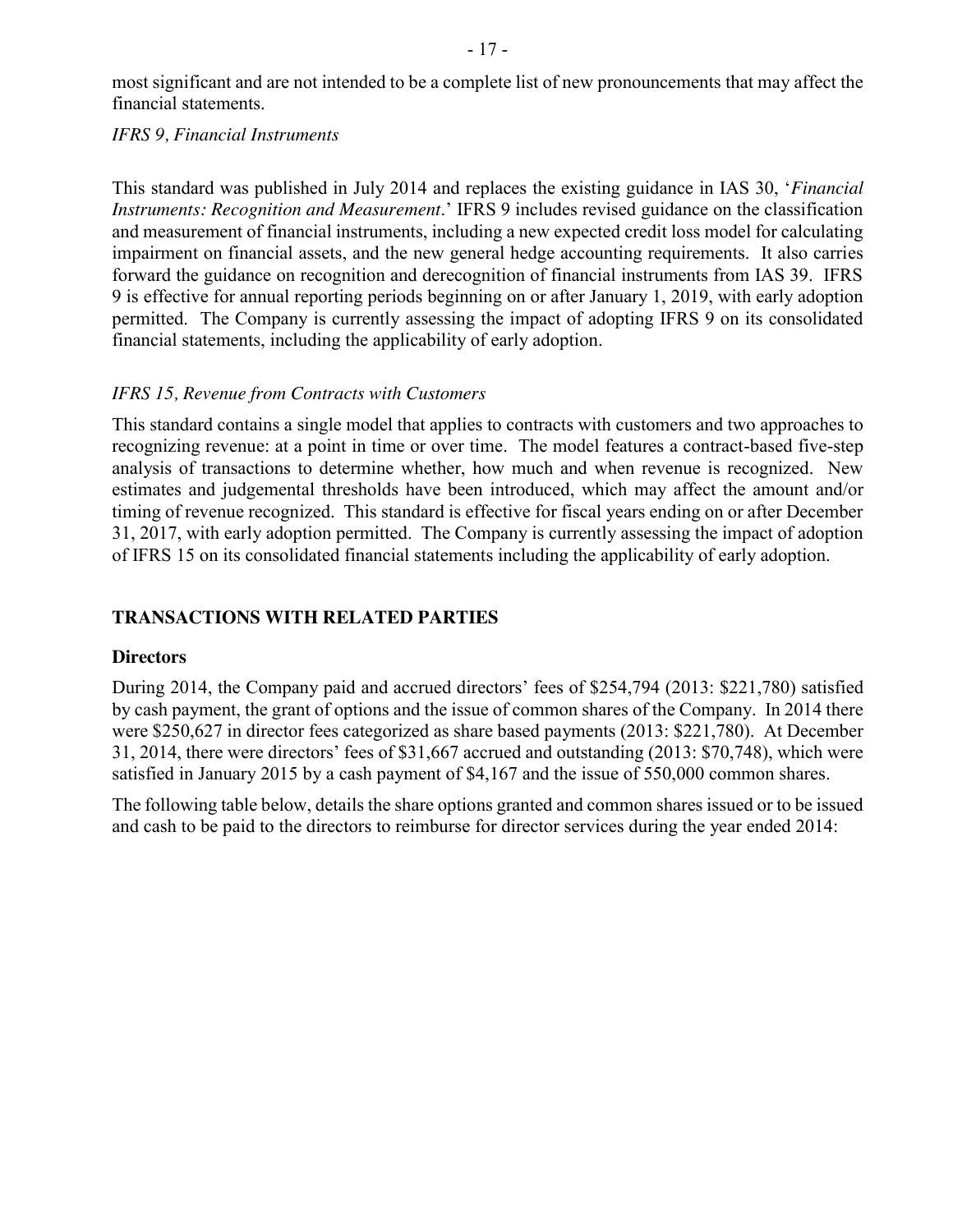most significant and are not intended to be a complete list of new pronouncements that may affect the financial statements.

*IFRS 9, Financial Instruments*

This standard was published in July 2014 and replaces the existing guidance in IAS 30, '*Financial Instruments: Recognition and Measurement*.' IFRS 9 includes revised guidance on the classification and measurement of financial instruments, including a new expected credit loss model for calculating impairment on financial assets, and the new general hedge accounting requirements. It also carries forward the guidance on recognition and derecognition of financial instruments from IAS 39. IFRS 9 is effective for annual reporting periods beginning on or after January 1, 2019, with early adoption permitted. The Company is currently assessing the impact of adopting IFRS 9 on its consolidated financial statements, including the applicability of early adoption.

*IFRS 15, Revenue from Contracts with Customers*

This standard contains a single model that applies to contracts with customers and two approaches to recognizing revenue: at a point in time or over time. The model features a contract-based five-step analysis of transactions to determine whether, how much and when revenue is recognized. New estimates and judgemental thresholds have been introduced, which may affect the amount and/or timing of revenue recognized. This standard is effective for fiscal years ending on or after December 31, 2017, with early adoption permitted. The Company is currently assessing the impact of adoption of IFRS 15 on its consolidated financial statements including the applicability of early adoption.

## TRANSACTIONS WITH RELATED PARTIES

### Directors

During 2014, the Company paid and accrued directors' fees of $254,794 (2013: $221,780) satisfied by cash payment, the grant of options and the issue of common shares of the Company. In 2014 there were $250,627 in director fees categorized as share based payments (2013: $221,780). At December 31, 2014, there were directors' fees of $31,667 accrued and outstanding (2013: $70,748), which were satisfied in January 2015 by a cash payment of $4,167 and the issue of 550,000 common shares.

The following table below, details the share options granted and common shares issued or to be issued and cash to be paid to the directors to reimburse for director services during the year ended 2014: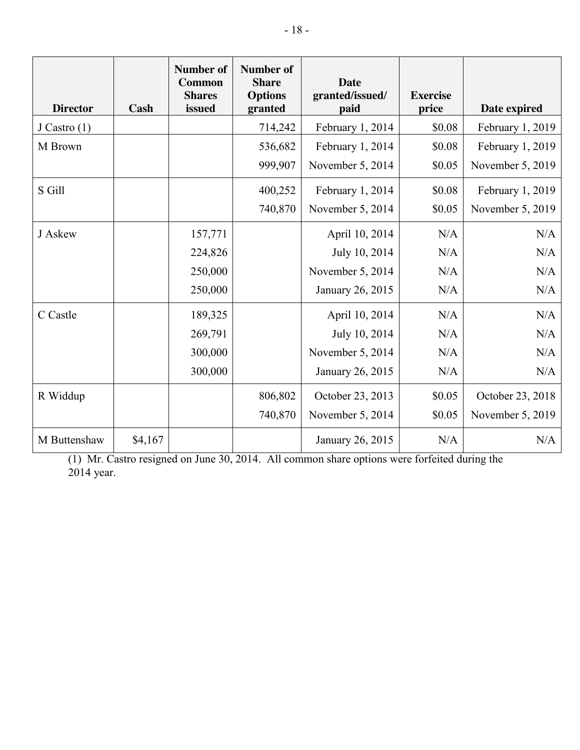| Director | Cash | Number of Common Shares issued | Number of Share Options granted | Date granted/issued/ paid | Exercise price | Date expired |
|---|---|---|---|---|---|---|
| J Castro (1) | | | 714,242 | February 1, 2014 | $0.08 | February 1, 2019 |
| M Brown | | | 536,682 | February 1, 2014 | $0.08 | February 1, 2019 |
| | | | 999,907 | November 5, 2014 | $0.05 | November 5, 2019 |
| S Gill | | | 400,252 | February 1, 2014 | $0.08 | February 1, 2019 |
| | | | 740,870 | November 5, 2014 | $0.05 | November 5, 2019 |
| J Askew | | 157,771 | | April 10, 2014 | N/A | N/A |
| | | 224,826 | | July 10, 2014 | N/A | N/A |
| | | 250,000 | | November 5, 2014 | N/A | N/A |
| | | 250,000 | | January 26, 2015 | N/A | N/A |
| C Castle | | 189,325 | | April 10, 2014 | N/A | N/A |
| | | 269,791 | | July 10, 2014 | N/A | N/A |
| | | 300,000 | | November 5, 2014 | N/A | N/A |
| | | 300,000 | | January 26, 2015 | N/A | N/A |
| R Widdup | | | 806,802 | October 23, 2013 | $0.05 | October 23, 2018 |
| | | | 740,870 | November 5, 2014 | $0.05 | November 5, 2019 |
| M Buttenshaw | $4,167 | | | January 26, 2015 | N/A | N/A |

(1) Mr. Castro resigned on June 30, 2014. All common share options were forfeited during the 2014 year.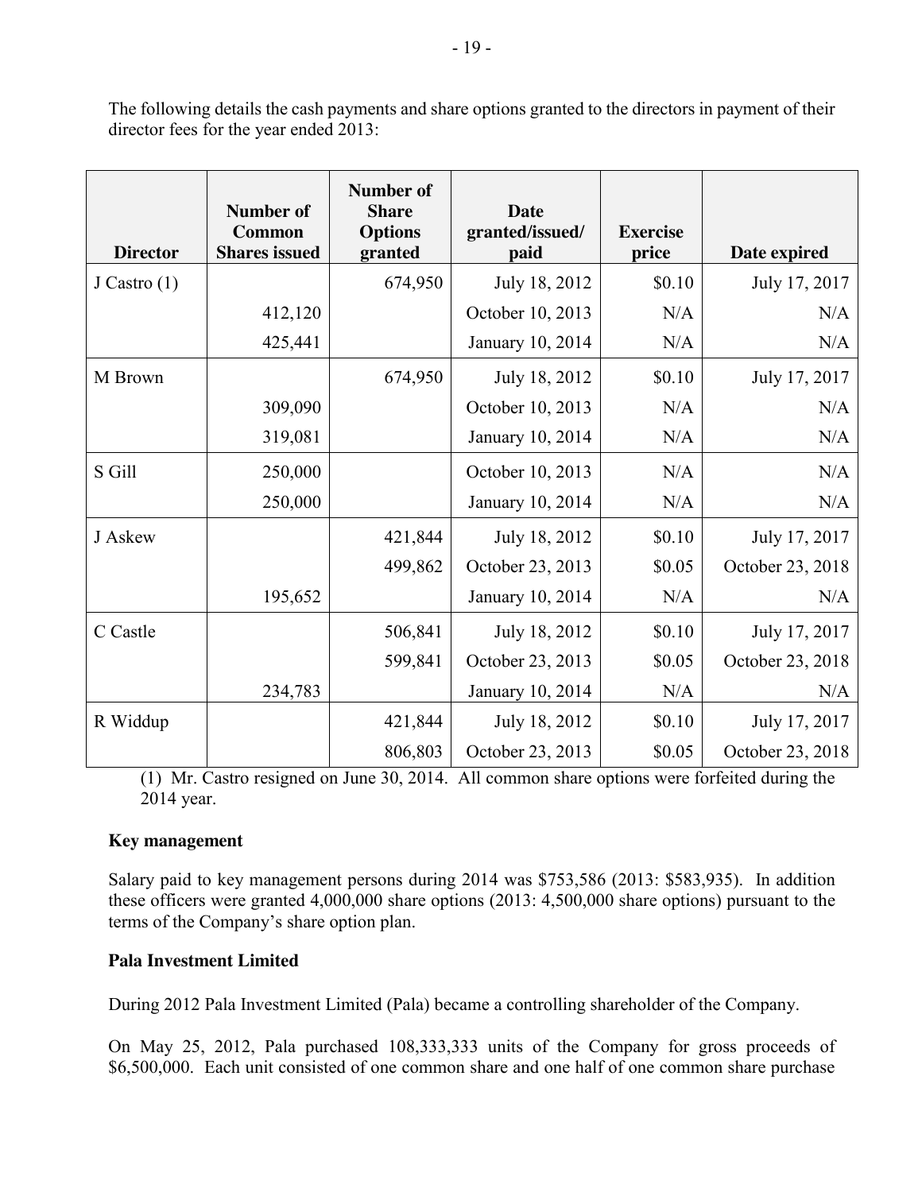The following details the cash payments and share options granted to the directors in payment of their director fees for the year ended 2013:

| Director | Number of Common Shares issued | Number of Share Options granted | Date granted/issued/ paid | Exercise price | Date expired |
|---|---|---|---|---|---|
| J Castro (1) | | 674,950 | July 18, 2012 | $0.10 | July 17, 2017 |
| | 412,120 | | October 10, 2013 | N/A | N/A |
| | 425,441 | | January 10, 2014 | N/A | N/A |
| M Brown | | 674,950 | July 18, 2012 | $0.10 | July 17, 2017 |
| | 309,090 | | October 10, 2013 | N/A | N/A |
| | 319,081 | | January 10, 2014 | N/A | N/A |
| S Gill | 250,000 | | October 10, 2013 | N/A | N/A |
| | 250,000 | | January 10, 2014 | N/A | N/A |
| J Askew | | 421,844 | July 18, 2012 | $0.10 | July 17, 2017 |
| | | 499,862 | October 23, 2013 | $0.05 | October 23, 2018 |
| | 195,652 | | January 10, 2014 | N/A | N/A |
| C Castle | | 506,841 | July 18, 2012 | $0.10 | July 17, 2017 |
| | | 599,841 | October 23, 2013 | $0.05 | October 23, 2018 |
| | 234,783 | | January 10, 2014 | N/A | N/A |
| R Widdup | | 421,844 | July 18, 2012 | $0.10 | July 17, 2017 |
| | | 806,803 | October 23, 2013 | $0.05 | October 23, 2018 |

(1) Mr. Castro resigned on June 30, 2014. All common share options were forfeited during the 2014 year.

**Key management**

Salary paid to key management persons during 2014 was $753,586 (2013: $583,935). In addition these officers were granted 4,000,000 share options (2013: 4,500,000 share options) pursuant to the terms of the Company's share option plan.

**Pala Investment Limited**

During 2012 Pala Investment Limited (Pala) became a controlling shareholder of the Company.

On May 25, 2012, Pala purchased 108,333,333 units of the Company for gross proceeds of $6,500,000. Each unit consisted of one common share and one half of one common share purchase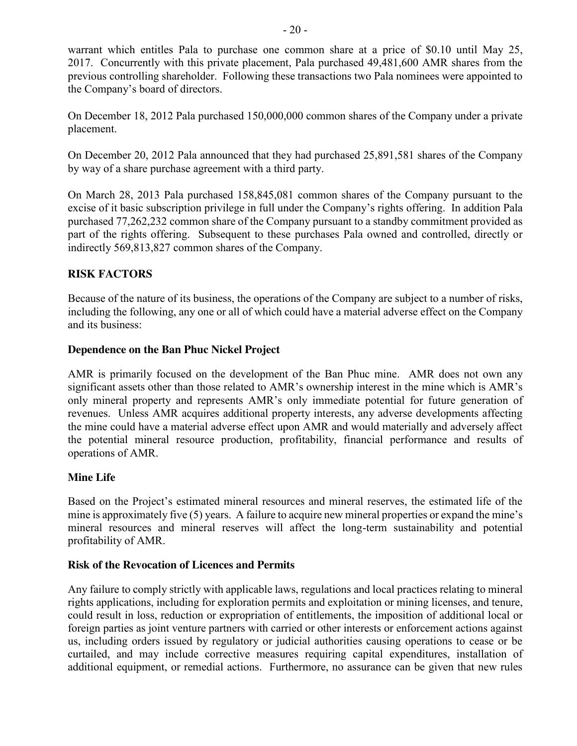warrant which entitles Pala to purchase one common share at a price of $0.10 until May 25, 2017. Concurrently with this private placement, Pala purchased 49,481,600 AMR shares from the previous controlling shareholder. Following these transactions two Pala nominees were appointed to the Company's board of directors.

On December 18, 2012 Pala purchased 150,000,000 common shares of the Company under a private placement.

On December 20, 2012 Pala announced that they had purchased 25,891,581 shares of the Company by way of a share purchase agreement with a third party.

On March 28, 2013 Pala purchased 158,845,081 common shares of the Company pursuant to the excise of it basic subscription privilege in full under the Company's rights offering. In addition Pala purchased 77,262,232 common share of the Company pursuant to a standby commitment provided as part of the rights offering. Subsequent to these purchases Pala owned and controlled, directly or indirectly 569,813,827 common shares of the Company.

## RISK FACTORS

Because of the nature of its business, the operations of the Company are subject to a number of risks, including the following, any one or all of which could have a material adverse effect on the Company and its business:

### Dependence on the Ban Phuc Nickel Project

AMR is primarily focused on the development of the Ban Phuc mine. AMR does not own any significant assets other than those related to AMR's ownership interest in the mine which is AMR's only mineral property and represents AMR's only immediate potential for future generation of revenues. Unless AMR acquires additional property interests, any adverse developments affecting the mine could have a material adverse effect upon AMR and would materially and adversely affect the potential mineral resource production, profitability, financial performance and results of operations of AMR.

### Mine Life

Based on the Project's estimated mineral resources and mineral reserves, the estimated life of the mine is approximately five (5) years. A failure to acquire new mineral properties or expand the mine's mineral resources and mineral reserves will affect the long-term sustainability and potential profitability of AMR.

### Risk of the Revocation of Licences and Permits

Any failure to comply strictly with applicable laws, regulations and local practices relating to mineral rights applications, including for exploration permits and exploitation or mining licenses, and tenure, could result in loss, reduction or expropriation of entitlements, the imposition of additional local or foreign parties as joint venture partners with carried or other interests or enforcement actions against us, including orders issued by regulatory or judicial authorities causing operations to cease or be curtailed, and may include corrective measures requiring capital expenditures, installation of additional equipment, or remedial actions. Furthermore, no assurance can be given that new rules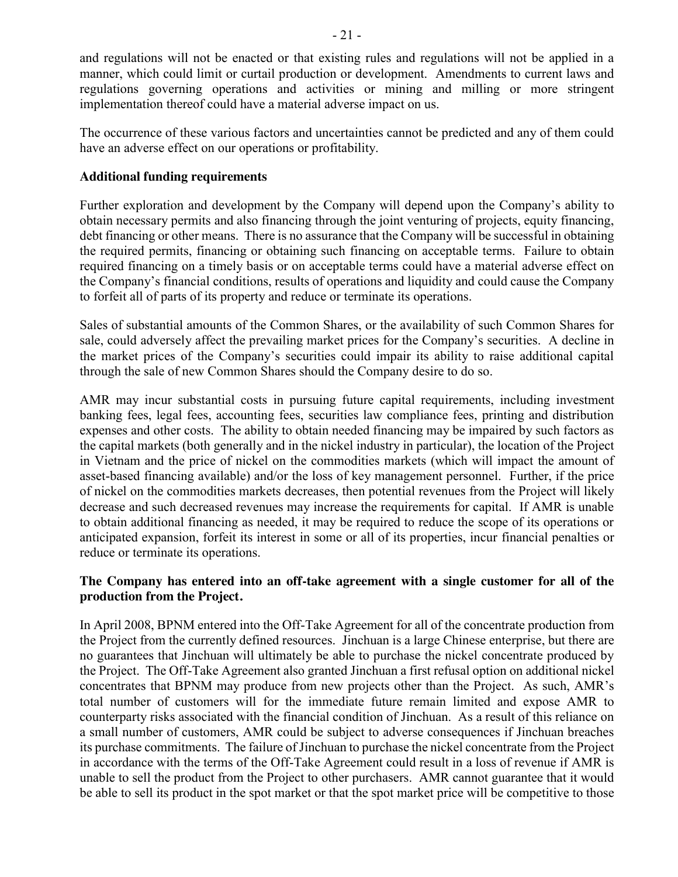and regulations will not be enacted or that existing rules and regulations will not be applied in a manner, which could limit or curtail production or development. Amendments to current laws and regulations governing operations and activities or mining and milling or more stringent implementation thereof could have a material adverse impact on us.

The occurrence of these various factors and uncertainties cannot be predicted and any of them could have an adverse effect on our operations or profitability.

**Additional funding requirements**

Further exploration and development by the Company will depend upon the Company's ability to obtain necessary permits and also financing through the joint venturing of projects, equity financing, debt financing or other means. There is no assurance that the Company will be successful in obtaining the required permits, financing or obtaining such financing on acceptable terms. Failure to obtain required financing on a timely basis or on acceptable terms could have a material adverse effect on the Company's financial conditions, results of operations and liquidity and could cause the Company to forfeit all of parts of its property and reduce or terminate its operations.

Sales of substantial amounts of the Common Shares, or the availability of such Common Shares for sale, could adversely affect the prevailing market prices for the Company's securities. A decline in the market prices of the Company's securities could impair its ability to raise additional capital through the sale of new Common Shares should the Company desire to do so.

AMR may incur substantial costs in pursuing future capital requirements, including investment banking fees, legal fees, accounting fees, securities law compliance fees, printing and distribution expenses and other costs. The ability to obtain needed financing may be impaired by such factors as the capital markets (both generally and in the nickel industry in particular), the location of the Project in Vietnam and the price of nickel on the commodities markets (which will impact the amount of asset-based financing available) and/or the loss of key management personnel. Further, if the price of nickel on the commodities markets decreases, then potential revenues from the Project will likely decrease and such decreased revenues may increase the requirements for capital. If AMR is unable to obtain additional financing as needed, it may be required to reduce the scope of its operations or anticipated expansion, forfeit its interest in some or all of its properties, incur financial penalties or reduce or terminate its operations.

**The Company has entered into an off-take agreement with a single customer for all of the production from the Project.**

In April 2008, BPNM entered into the Off-Take Agreement for all of the concentrate production from the Project from the currently defined resources. Jinchuan is a large Chinese enterprise, but there are no guarantees that Jinchuan will ultimately be able to purchase the nickel concentrate produced by the Project. The Off-Take Agreement also granted Jinchuan a first refusal option on additional nickel concentrates that BPNM may produce from new projects other than the Project. As such, AMR's total number of customers will for the immediate future remain limited and expose AMR to counterparty risks associated with the financial condition of Jinchuan. As a result of this reliance on a small number of customers, AMR could be subject to adverse consequences if Jinchuan breaches its purchase commitments. The failure of Jinchuan to purchase the nickel concentrate from the Project in accordance with the terms of the Off-Take Agreement could result in a loss of revenue if AMR is unable to sell the product from the Project to other purchasers. AMR cannot guarantee that it would be able to sell its product in the spot market or that the spot market price will be competitive to those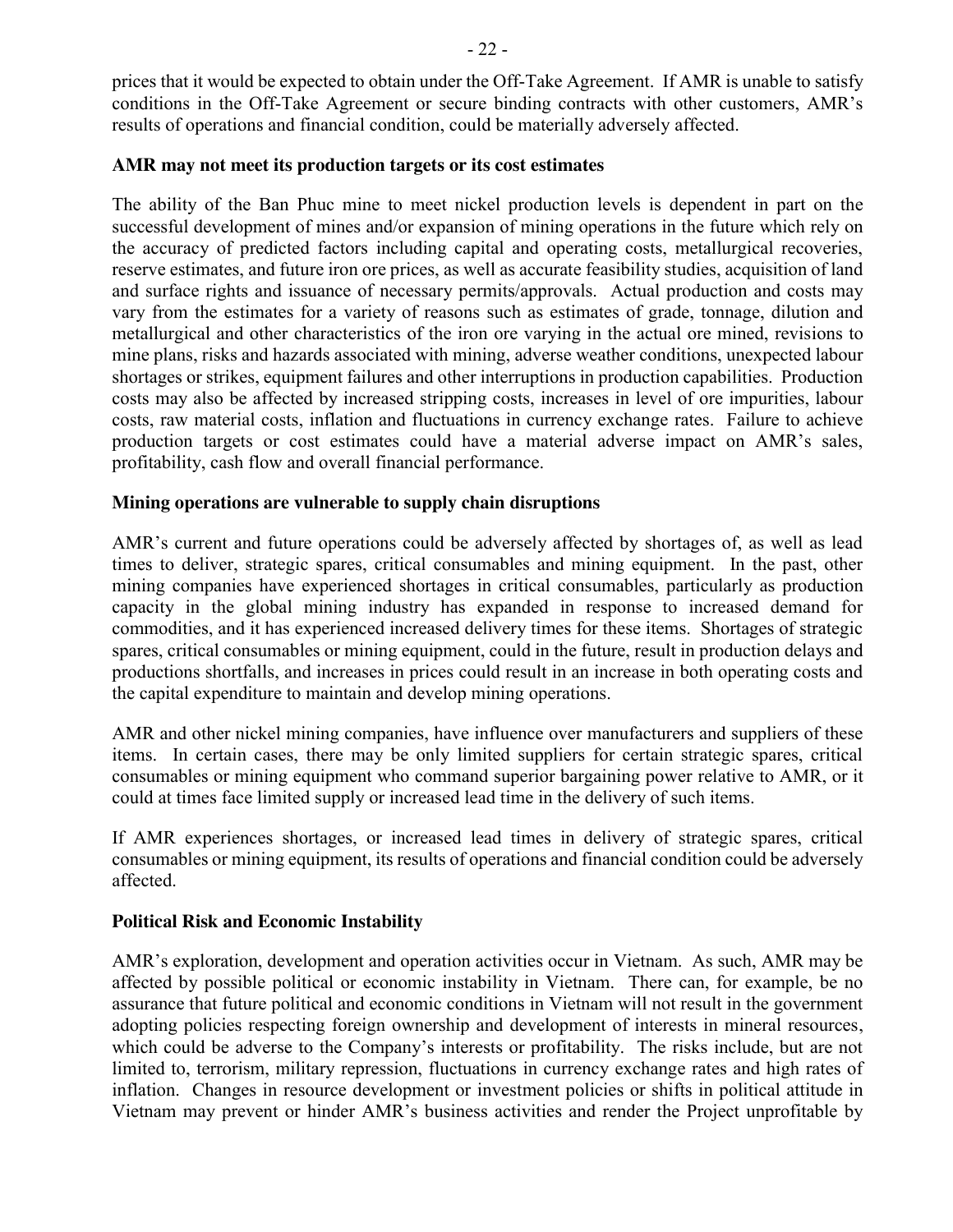prices that it would be expected to obtain under the Off-Take Agreement. If AMR is unable to satisfy conditions in the Off-Take Agreement or secure binding contracts with other customers, AMR's results of operations and financial condition, could be materially adversely affected.

**AMR may not meet its production targets or its cost estimates**

The ability of the Ban Phuc mine to meet nickel production levels is dependent in part on the successful development of mines and/or expansion of mining operations in the future which rely on the accuracy of predicted factors including capital and operating costs, metallurgical recoveries, reserve estimates, and future iron ore prices, as well as accurate feasibility studies, acquisition of land and surface rights and issuance of necessary permits/approvals. Actual production and costs may vary from the estimates for a variety of reasons such as estimates of grade, tonnage, dilution and metallurgical and other characteristics of the iron ore varying in the actual ore mined, revisions to mine plans, risks and hazards associated with mining, adverse weather conditions, unexpected labour shortages or strikes, equipment failures and other interruptions in production capabilities. Production costs may also be affected by increased stripping costs, increases in level of ore impurities, labour costs, raw material costs, inflation and fluctuations in currency exchange rates. Failure to achieve production targets or cost estimates could have a material adverse impact on AMR's sales, profitability, cash flow and overall financial performance.

**Mining operations are vulnerable to supply chain disruptions**

AMR's current and future operations could be adversely affected by shortages of, as well as lead times to deliver, strategic spares, critical consumables and mining equipment. In the past, other mining companies have experienced shortages in critical consumables, particularly as production capacity in the global mining industry has expanded in response to increased demand for commodities, and it has experienced increased delivery times for these items. Shortages of strategic spares, critical consumables or mining equipment, could in the future, result in production delays and productions shortfalls, and increases in prices could result in an increase in both operating costs and the capital expenditure to maintain and develop mining operations.

AMR and other nickel mining companies, have influence over manufacturers and suppliers of these items. In certain cases, there may be only limited suppliers for certain strategic spares, critical consumables or mining equipment who command superior bargaining power relative to AMR, or it could at times face limited supply or increased lead time in the delivery of such items.

If AMR experiences shortages, or increased lead times in delivery of strategic spares, critical consumables or mining equipment, its results of operations and financial condition could be adversely affected.

**Political Risk and Economic Instability**

AMR's exploration, development and operation activities occur in Vietnam. As such, AMR may be affected by possible political or economic instability in Vietnam. There can, for example, be no assurance that future political and economic conditions in Vietnam will not result in the government adopting policies respecting foreign ownership and development of interests in mineral resources, which could be adverse to the Company's interests or profitability. The risks include, but are not limited to, terrorism, military repression, fluctuations in currency exchange rates and high rates of inflation. Changes in resource development or investment policies or shifts in political attitude in Vietnam may prevent or hinder AMR's business activities and render the Project unprofitable by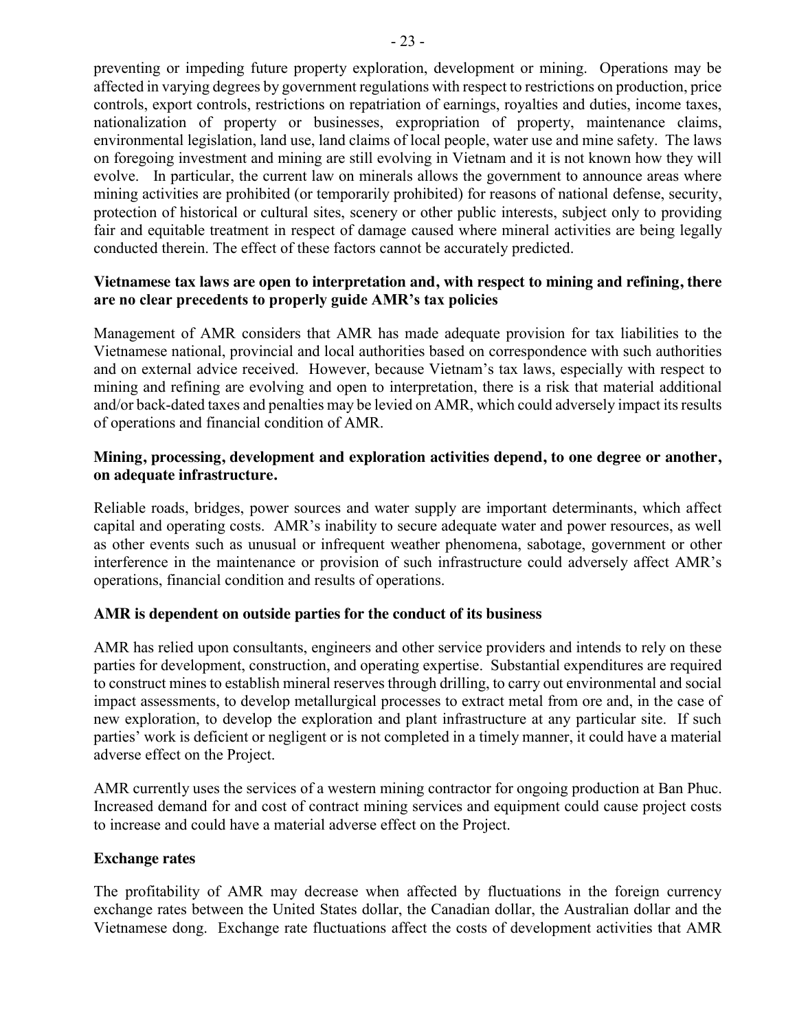preventing or impeding future property exploration, development or mining. Operations may be affected in varying degrees by government regulations with respect to restrictions on production, price controls, export controls, restrictions on repatriation of earnings, royalties and duties, income taxes, nationalization of property or businesses, expropriation of property, maintenance claims, environmental legislation, land use, land claims of local people, water use and mine safety. The laws on foregoing investment and mining are still evolving in Vietnam and it is not known how they will evolve. In particular, the current law on minerals allows the government to announce areas where mining activities are prohibited (or temporarily prohibited) for reasons of national defense, security, protection of historical or cultural sites, scenery or other public interests, subject only to providing fair and equitable treatment in respect of damage caused where mineral activities are being legally conducted therein. The effect of these factors cannot be accurately predicted.

**Vietnamese tax laws are open to interpretation and, with respect to mining and refining, there are no clear precedents to properly guide AMR's tax policies**

Management of AMR considers that AMR has made adequate provision for tax liabilities to the Vietnamese national, provincial and local authorities based on correspondence with such authorities and on external advice received. However, because Vietnam's tax laws, especially with respect to mining and refining are evolving and open to interpretation, there is a risk that material additional and/or back-dated taxes and penalties may be levied on AMR, which could adversely impact its results of operations and financial condition of AMR.

**Mining, processing, development and exploration activities depend, to one degree or another, on adequate infrastructure.**

Reliable roads, bridges, power sources and water supply are important determinants, which affect capital and operating costs. AMR's inability to secure adequate water and power resources, as well as other events such as unusual or infrequent weather phenomena, sabotage, government or other interference in the maintenance or provision of such infrastructure could adversely affect AMR's operations, financial condition and results of operations.

**AMR is dependent on outside parties for the conduct of its business**

AMR has relied upon consultants, engineers and other service providers and intends to rely on these parties for development, construction, and operating expertise. Substantial expenditures are required to construct mines to establish mineral reserves through drilling, to carry out environmental and social impact assessments, to develop metallurgical processes to extract metal from ore and, in the case of new exploration, to develop the exploration and plant infrastructure at any particular site. If such parties' work is deficient or negligent or is not completed in a timely manner, it could have a material adverse effect on the Project.

AMR currently uses the services of a western mining contractor for ongoing production at Ban Phuc. Increased demand for and cost of contract mining services and equipment could cause project costs to increase and could have a material adverse effect on the Project.

**Exchange rates**

The profitability of AMR may decrease when affected by fluctuations in the foreign currency exchange rates between the United States dollar, the Canadian dollar, the Australian dollar and the Vietnamese dong. Exchange rate fluctuations affect the costs of development activities that AMR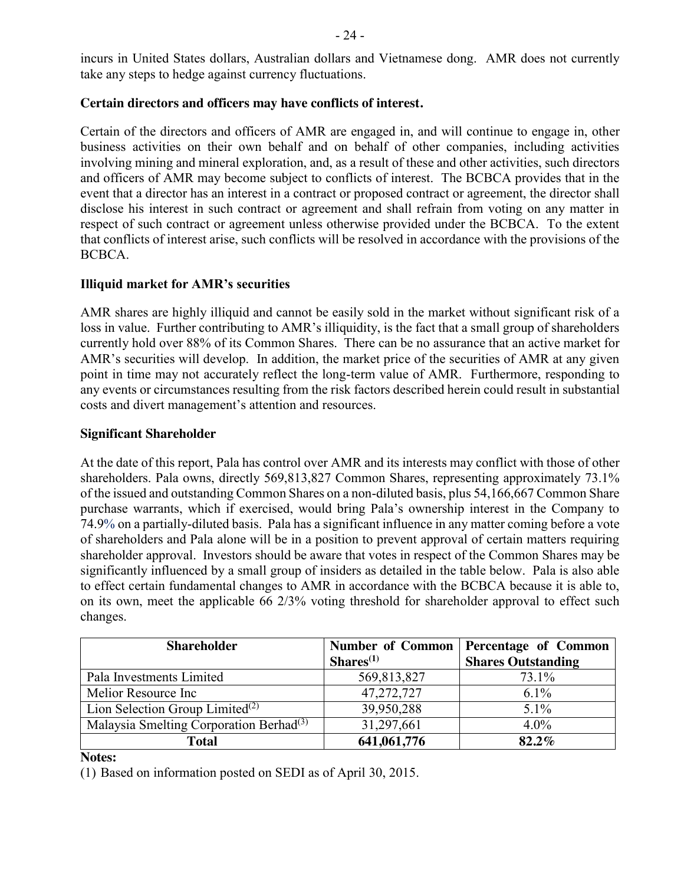incurs in United States dollars, Australian dollars and Vietnamese dong. AMR does not currently take any steps to hedge against currency fluctuations.

**Certain directors and officers may have conflicts of interest.**

Certain of the directors and officers of AMR are engaged in, and will continue to engage in, other business activities on their own behalf and on behalf of other companies, including activities involving mining and mineral exploration, and, as a result of these and other activities, such directors and officers of AMR may become subject to conflicts of interest. The BCBCA provides that in the event that a director has an interest in a contract or proposed contract or agreement, the director shall disclose his interest in such contract or agreement and shall refrain from voting on any matter in respect of such contract or agreement unless otherwise provided under the BCBCA. To the extent that conflicts of interest arise, such conflicts will be resolved in accordance with the provisions of the BCBCA.

**Illiquid market for AMR's securities**

AMR shares are highly illiquid and cannot be easily sold in the market without significant risk of a loss in value. Further contributing to AMR's illiquidity, is the fact that a small group of shareholders currently hold over 88% of its Common Shares. There can be no assurance that an active market for AMR's securities will develop. In addition, the market price of the securities of AMR at any given point in time may not accurately reflect the long-term value of AMR. Furthermore, responding to any events or circumstances resulting from the risk factors described herein could result in substantial costs and divert management's attention and resources.

**Significant Shareholder**

At the date of this report, Pala has control over AMR and its interests may conflict with those of other shareholders. Pala owns, directly 569,813,827 Common Shares, representing approximately 73.1% of the issued and outstanding Common Shares on a non-diluted basis, plus 54,166,667 Common Share purchase warrants, which if exercised, would bring Pala's ownership interest in the Company to 74.9% on a partially-diluted basis. Pala has a significant influence in any matter coming before a vote of shareholders and Pala alone will be in a position to prevent approval of certain matters requiring shareholder approval. Investors should be aware that votes in respect of the Common Shares may be significantly influenced by a small group of insiders as detailed in the table below. Pala is also able to effect certain fundamental changes to AMR in accordance with the BCBCA because it is able to, on its own, meet the applicable 66 2/3% voting threshold for shareholder approval to effect such changes.

| Shareholder | Number of Common Shares[(1)] | Percentage of Common Shares Outstanding |
|---|---|---|
| Pala Investments Limited | 569,813,827 | 73.1% |
| Melior Resource Inc | 47,272,727 | 6.1% |
| Lion Selection Group Limited[(2)] | 39,950,288 | 5.1% |
| Malaysia Smelting Corporation Berhad[(3)] | 31,297,661 | 4.0% |
| **Total** | **641,061,776** | **82.2%** |

**Notes:**

(1) Based on information posted on SEDI as of April 30, 2015.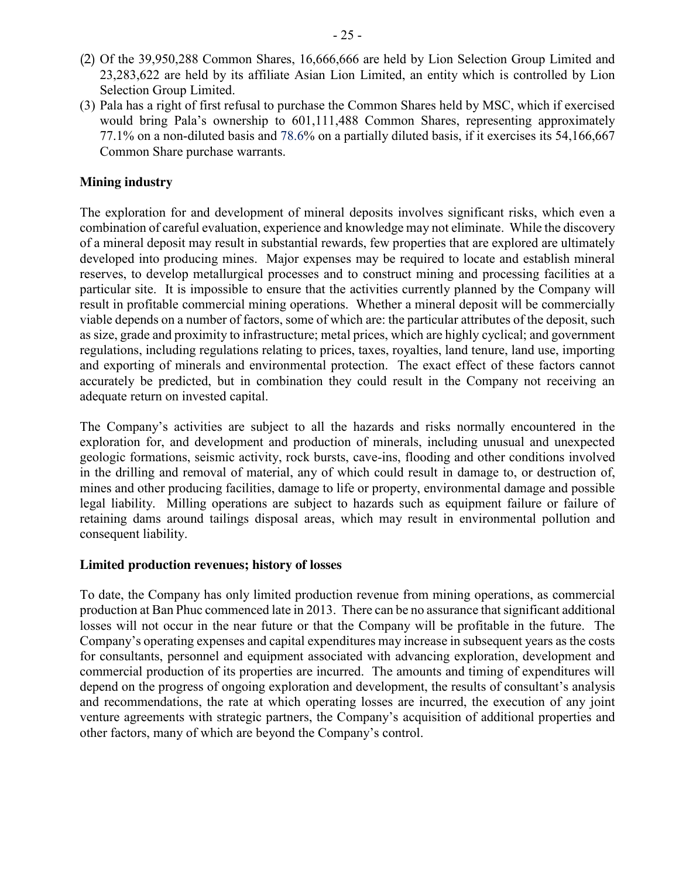(2) Of the 39,950,288 Common Shares, 16,666,666 are held by Lion Selection Group Limited and 23,283,622 are held by its affiliate Asian Lion Limited, an entity which is controlled by Lion Selection Group Limited.

(3) Pala has a right of first refusal to purchase the Common Shares held by MSC, which if exercised would bring Pala's ownership to 601,111,488 Common Shares, representing approximately 77.1% on a non-diluted basis and 78.6% on a partially diluted basis, if it exercises its 54,166,667 Common Share purchase warrants.

**Mining industry**

The exploration for and development of mineral deposits involves significant risks, which even a combination of careful evaluation, experience and knowledge may not eliminate. While the discovery of a mineral deposit may result in substantial rewards, few properties that are explored are ultimately developed into producing mines. Major expenses may be required to locate and establish mineral reserves, to develop metallurgical processes and to construct mining and processing facilities at a particular site. It is impossible to ensure that the activities currently planned by the Company will result in profitable commercial mining operations. Whether a mineral deposit will be commercially viable depends on a number of factors, some of which are: the particular attributes of the deposit, such as size, grade and proximity to infrastructure; metal prices, which are highly cyclical; and government regulations, including regulations relating to prices, taxes, royalties, land tenure, land use, importing and exporting of minerals and environmental protection. The exact effect of these factors cannot accurately be predicted, but in combination they could result in the Company not receiving an adequate return on invested capital.

The Company's activities are subject to all the hazards and risks normally encountered in the exploration for, and development and production of minerals, including unusual and unexpected geologic formations, seismic activity, rock bursts, cave-ins, flooding and other conditions involved in the drilling and removal of material, any of which could result in damage to, or destruction of, mines and other producing facilities, damage to life or property, environmental damage and possible legal liability. Milling operations are subject to hazards such as equipment failure or failure of retaining dams around tailings disposal areas, which may result in environmental pollution and consequent liability.

**Limited production revenues; history of losses**

To date, the Company has only limited production revenue from mining operations, as commercial production at Ban Phuc commenced late in 2013. There can be no assurance that significant additional losses will not occur in the near future or that the Company will be profitable in the future. The Company's operating expenses and capital expenditures may increase in subsequent years as the costs for consultants, personnel and equipment associated with advancing exploration, development and commercial production of its properties are incurred. The amounts and timing of expenditures will depend on the progress of ongoing exploration and development, the results of consultant's analysis and recommendations, the rate at which operating losses are incurred, the execution of any joint venture agreements with strategic partners, the Company's acquisition of additional properties and other factors, many of which are beyond the Company's control.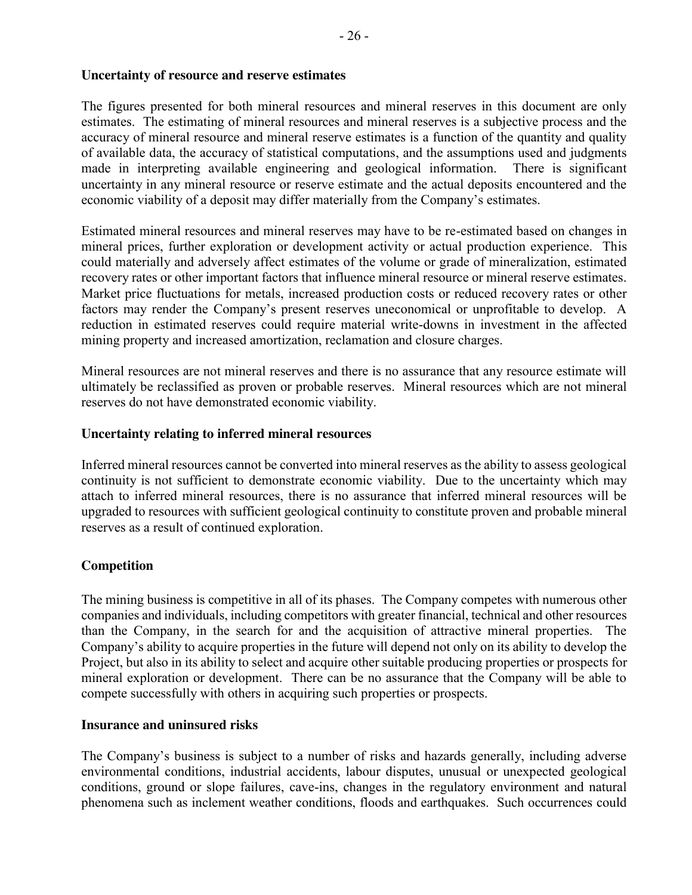**Uncertainty of resource and reserve estimates**

The figures presented for both mineral resources and mineral reserves in this document are only estimates. The estimating of mineral resources and mineral reserves is a subjective process and the accuracy of mineral resource and mineral reserve estimates is a function of the quantity and quality of available data, the accuracy of statistical computations, and the assumptions used and judgments made in interpreting available engineering and geological information. There is significant uncertainty in any mineral resource or reserve estimate and the actual deposits encountered and the economic viability of a deposit may differ materially from the Company's estimates.

Estimated mineral resources and mineral reserves may have to be re-estimated based on changes in mineral prices, further exploration or development activity or actual production experience. This could materially and adversely affect estimates of the volume or grade of mineralization, estimated recovery rates or other important factors that influence mineral resource or mineral reserve estimates. Market price fluctuations for metals, increased production costs or reduced recovery rates or other factors may render the Company's present reserves uneconomical or unprofitable to develop. A reduction in estimated reserves could require material write-downs in investment in the affected mining property and increased amortization, reclamation and closure charges.

Mineral resources are not mineral reserves and there is no assurance that any resource estimate will ultimately be reclassified as proven or probable reserves. Mineral resources which are not mineral reserves do not have demonstrated economic viability.

**Uncertainty relating to inferred mineral resources**

Inferred mineral resources cannot be converted into mineral reserves as the ability to assess geological continuity is not sufficient to demonstrate economic viability. Due to the uncertainty which may attach to inferred mineral resources, there is no assurance that inferred mineral resources will be upgraded to resources with sufficient geological continuity to constitute proven and probable mineral reserves as a result of continued exploration.

**Competition**

The mining business is competitive in all of its phases. The Company competes with numerous other companies and individuals, including competitors with greater financial, technical and other resources than the Company, in the search for and the acquisition of attractive mineral properties. The Company's ability to acquire properties in the future will depend not only on its ability to develop the Project, but also in its ability to select and acquire other suitable producing properties or prospects for mineral exploration or development. There can be no assurance that the Company will be able to compete successfully with others in acquiring such properties or prospects.

**Insurance and uninsured risks**

The Company's business is subject to a number of risks and hazards generally, including adverse environmental conditions, industrial accidents, labour disputes, unusual or unexpected geological conditions, ground or slope failures, cave-ins, changes in the regulatory environment and natural phenomena such as inclement weather conditions, floods and earthquakes. Such occurrences could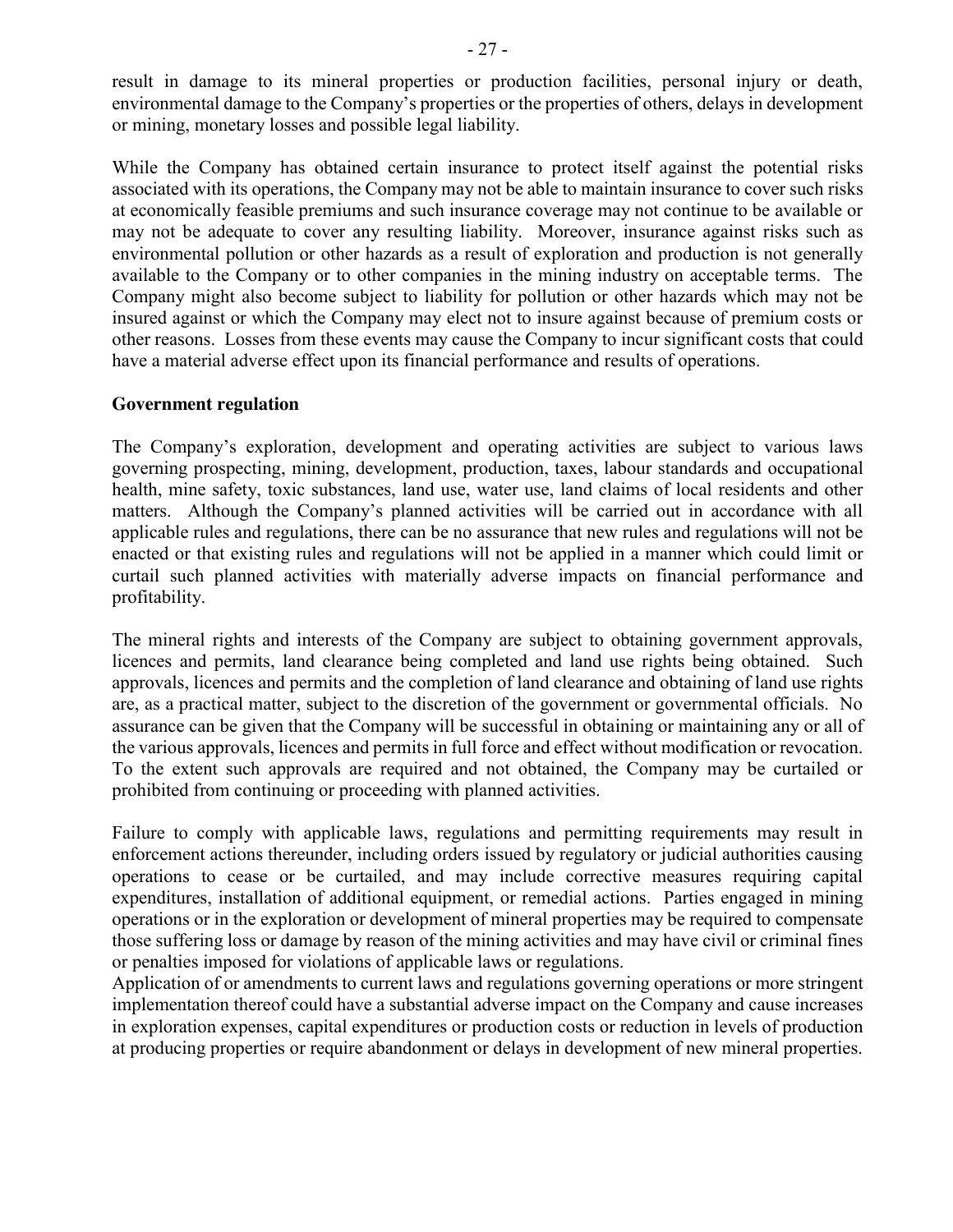result in damage to its mineral properties or production facilities, personal injury or death, environmental damage to the Company's properties or the properties of others, delays in development or mining, monetary losses and possible legal liability.

While the Company has obtained certain insurance to protect itself against the potential risks associated with its operations, the Company may not be able to maintain insurance to cover such risks at economically feasible premiums and such insurance coverage may not continue to be available or may not be adequate to cover any resulting liability. Moreover, insurance against risks such as environmental pollution or other hazards as a result of exploration and production is not generally available to the Company or to other companies in the mining industry on acceptable terms. The Company might also become subject to liability for pollution or other hazards which may not be insured against or which the Company may elect not to insure against because of premium costs or other reasons. Losses from these events may cause the Company to incur significant costs that could have a material adverse effect upon its financial performance and results of operations.

**Government regulation**

The Company's exploration, development and operating activities are subject to various laws governing prospecting, mining, development, production, taxes, labour standards and occupational health, mine safety, toxic substances, land use, water use, land claims of local residents and other matters. Although the Company's planned activities will be carried out in accordance with all applicable rules and regulations, there can be no assurance that new rules and regulations will not be enacted or that existing rules and regulations will not be applied in a manner which could limit or curtail such planned activities with materially adverse impacts on financial performance and profitability.

The mineral rights and interests of the Company are subject to obtaining government approvals, licences and permits, land clearance being completed and land use rights being obtained. Such approvals, licences and permits and the completion of land clearance and obtaining of land use rights are, as a practical matter, subject to the discretion of the government or governmental officials. No assurance can be given that the Company will be successful in obtaining or maintaining any or all of the various approvals, licences and permits in full force and effect without modification or revocation. To the extent such approvals are required and not obtained, the Company may be curtailed or prohibited from continuing or proceeding with planned activities.

Failure to comply with applicable laws, regulations and permitting requirements may result in enforcement actions thereunder, including orders issued by regulatory or judicial authorities causing operations to cease or be curtailed, and may include corrective measures requiring capital expenditures, installation of additional equipment, or remedial actions. Parties engaged in mining operations or in the exploration or development of mineral properties may be required to compensate those suffering loss or damage by reason of the mining activities and may have civil or criminal fines or penalties imposed for violations of applicable laws or regulations.

Application of or amendments to current laws and regulations governing operations or more stringent implementation thereof could have a substantial adverse impact on the Company and cause increases in exploration expenses, capital expenditures or production costs or reduction in levels of production at producing properties or require abandonment or delays in development of new mineral properties.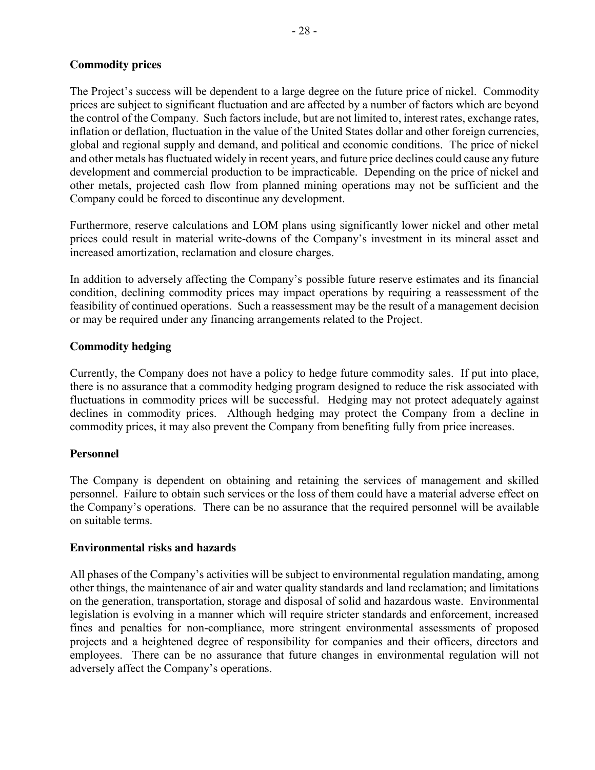**Commodity prices**

The Project's success will be dependent to a large degree on the future price of nickel. Commodity prices are subject to significant fluctuation and are affected by a number of factors which are beyond the control of the Company. Such factors include, but are not limited to, interest rates, exchange rates, inflation or deflation, fluctuation in the value of the United States dollar and other foreign currencies, global and regional supply and demand, and political and economic conditions. The price of nickel and other metals has fluctuated widely in recent years, and future price declines could cause any future development and commercial production to be impracticable. Depending on the price of nickel and other metals, projected cash flow from planned mining operations may not be sufficient and the Company could be forced to discontinue any development.

Furthermore, reserve calculations and LOM plans using significantly lower nickel and other metal prices could result in material write-downs of the Company's investment in its mineral asset and increased amortization, reclamation and closure charges.

In addition to adversely affecting the Company's possible future reserve estimates and its financial condition, declining commodity prices may impact operations by requiring a reassessment of the feasibility of continued operations. Such a reassessment may be the result of a management decision or may be required under any financing arrangements related to the Project.

**Commodity hedging**

Currently, the Company does not have a policy to hedge future commodity sales. If put into place, there is no assurance that a commodity hedging program designed to reduce the risk associated with fluctuations in commodity prices will be successful. Hedging may not protect adequately against declines in commodity prices. Although hedging may protect the Company from a decline in commodity prices, it may also prevent the Company from benefiting fully from price increases.

**Personnel**

The Company is dependent on obtaining and retaining the services of management and skilled personnel. Failure to obtain such services or the loss of them could have a material adverse effect on the Company's operations. There can be no assurance that the required personnel will be available on suitable terms.

**Environmental risks and hazards**

All phases of the Company's activities will be subject to environmental regulation mandating, among other things, the maintenance of air and water quality standards and land reclamation; and limitations on the generation, transportation, storage and disposal of solid and hazardous waste. Environmental legislation is evolving in a manner which will require stricter standards and enforcement, increased fines and penalties for non-compliance, more stringent environmental assessments of proposed projects and a heightened degree of responsibility for companies and their officers, directors and employees. There can be no assurance that future changes in environmental regulation will not adversely affect the Company's operations.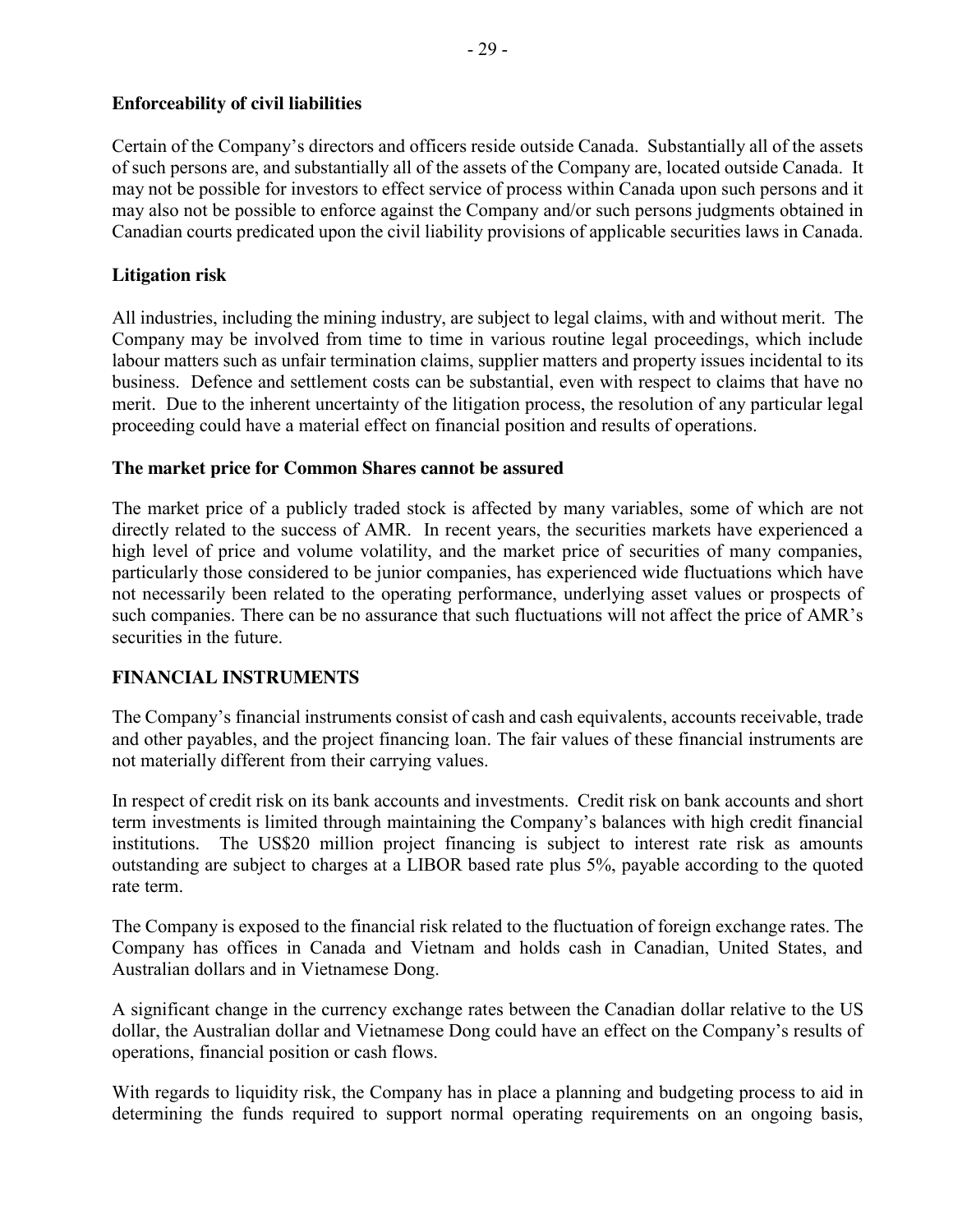**Enforceability of civil liabilities**

Certain of the Company's directors and officers reside outside Canada. Substantially all of the assets of such persons are, and substantially all of the assets of the Company are, located outside Canada. It may not be possible for investors to effect service of process within Canada upon such persons and it may also not be possible to enforce against the Company and/or such persons judgments obtained in Canadian courts predicated upon the civil liability provisions of applicable securities laws in Canada.

**Litigation risk**

All industries, including the mining industry, are subject to legal claims, with and without merit. The Company may be involved from time to time in various routine legal proceedings, which include labour matters such as unfair termination claims, supplier matters and property issues incidental to its business. Defence and settlement costs can be substantial, even with respect to claims that have no merit. Due to the inherent uncertainty of the litigation process, the resolution of any particular legal proceeding could have a material effect on financial position and results of operations.

**The market price for Common Shares cannot be assured**

The market price of a publicly traded stock is affected by many variables, some of which are not directly related to the success of AMR. In recent years, the securities markets have experienced a high level of price and volume volatility, and the market price of securities of many companies, particularly those considered to be junior companies, has experienced wide fluctuations which have not necessarily been related to the operating performance, underlying asset values or prospects of such companies. There can be no assurance that such fluctuations will not affect the price of AMR's securities in the future.

## FINANCIAL INSTRUMENTS

The Company's financial instruments consist of cash and cash equivalents, accounts receivable, trade and other payables, and the project financing loan. The fair values of these financial instruments are not materially different from their carrying values.

In respect of credit risk on its bank accounts and investments. Credit risk on bank accounts and short term investments is limited through maintaining the Company's balances with high credit financial institutions. The US$20 million project financing is subject to interest rate risk as amounts outstanding are subject to charges at a LIBOR based rate plus 5%, payable according to the quoted rate term.

The Company is exposed to the financial risk related to the fluctuation of foreign exchange rates. The Company has offices in Canada and Vietnam and holds cash in Canadian, United States, and Australian dollars and in Vietnamese Dong.

A significant change in the currency exchange rates between the Canadian dollar relative to the US dollar, the Australian dollar and Vietnamese Dong could have an effect on the Company's results of operations, financial position or cash flows.

With regards to liquidity risk, the Company has in place a planning and budgeting process to aid in determining the funds required to support normal operating requirements on an ongoing basis,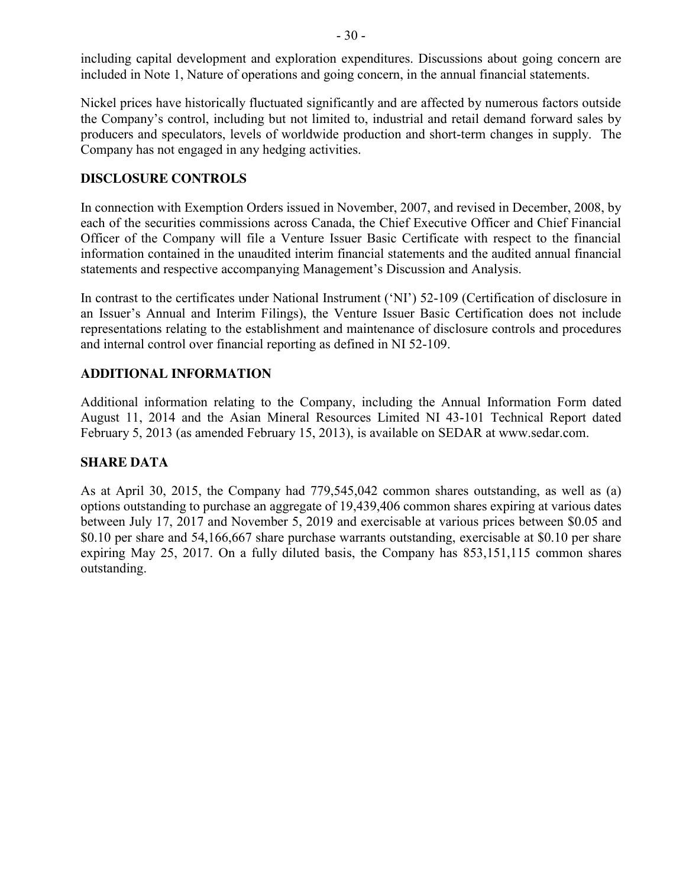including capital development and exploration expenditures. Discussions about going concern are included in Note 1, Nature of operations and going concern, in the annual financial statements.

Nickel prices have historically fluctuated significantly and are affected by numerous factors outside the Company's control, including but not limited to, industrial and retail demand forward sales by producers and speculators, levels of worldwide production and short-term changes in supply. The Company has not engaged in any hedging activities.

## DISCLOSURE CONTROLS

In connection with Exemption Orders issued in November, 2007, and revised in December, 2008, by each of the securities commissions across Canada, the Chief Executive Officer and Chief Financial Officer of the Company will file a Venture Issuer Basic Certificate with respect to the financial information contained in the unaudited interim financial statements and the audited annual financial statements and respective accompanying Management's Discussion and Analysis.

In contrast to the certificates under National Instrument ('NI') 52-109 (Certification of disclosure in an Issuer's Annual and Interim Filings), the Venture Issuer Basic Certification does not include representations relating to the establishment and maintenance of disclosure controls and procedures and internal control over financial reporting as defined in NI 52-109.

## ADDITIONAL INFORMATION

Additional information relating to the Company, including the Annual Information Form dated August 11, 2014 and the Asian Mineral Resources Limited NI 43-101 Technical Report dated February 5, 2013 (as amended February 15, 2013), is available on SEDAR at www.sedar.com.

## SHARE DATA

As at April 30, 2015, the Company had 779,545,042 common shares outstanding, as well as (a) options outstanding to purchase an aggregate of 19,439,406 common shares expiring at various dates between July 17, 2017 and November 5, 2019 and exercisable at various prices between $0.05 and $0.10 per share and 54,166,667 share purchase warrants outstanding, exercisable at $0.10 per share expiring May 25, 2017. On a fully diluted basis, the Company has 853,151,115 common shares outstanding.